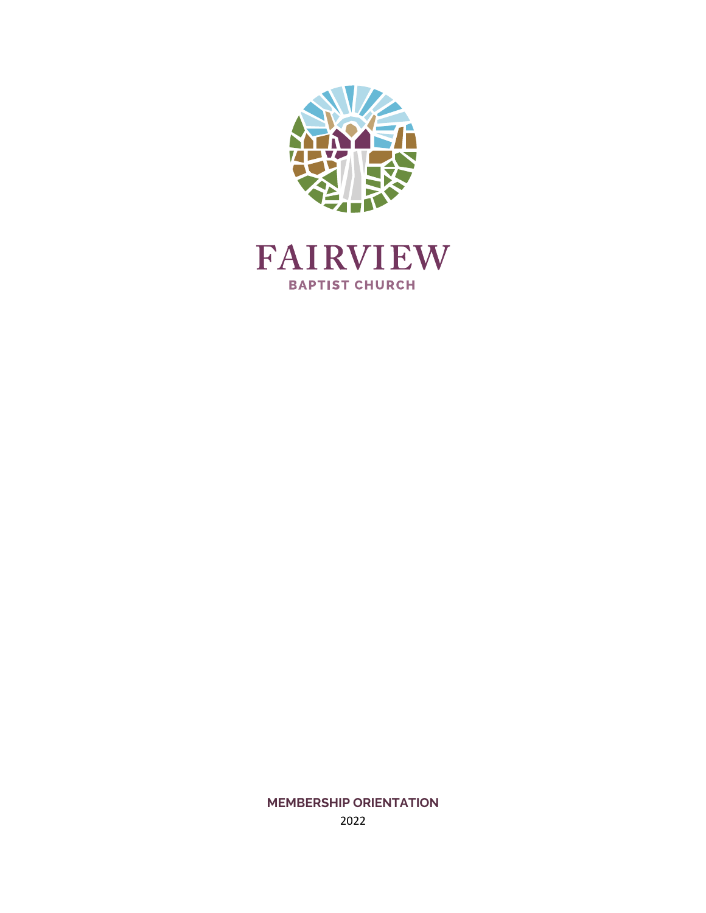# FAIRVIEW

BAPTIST CHURCH

**MEMBERSHIP ORIENTATION**

2022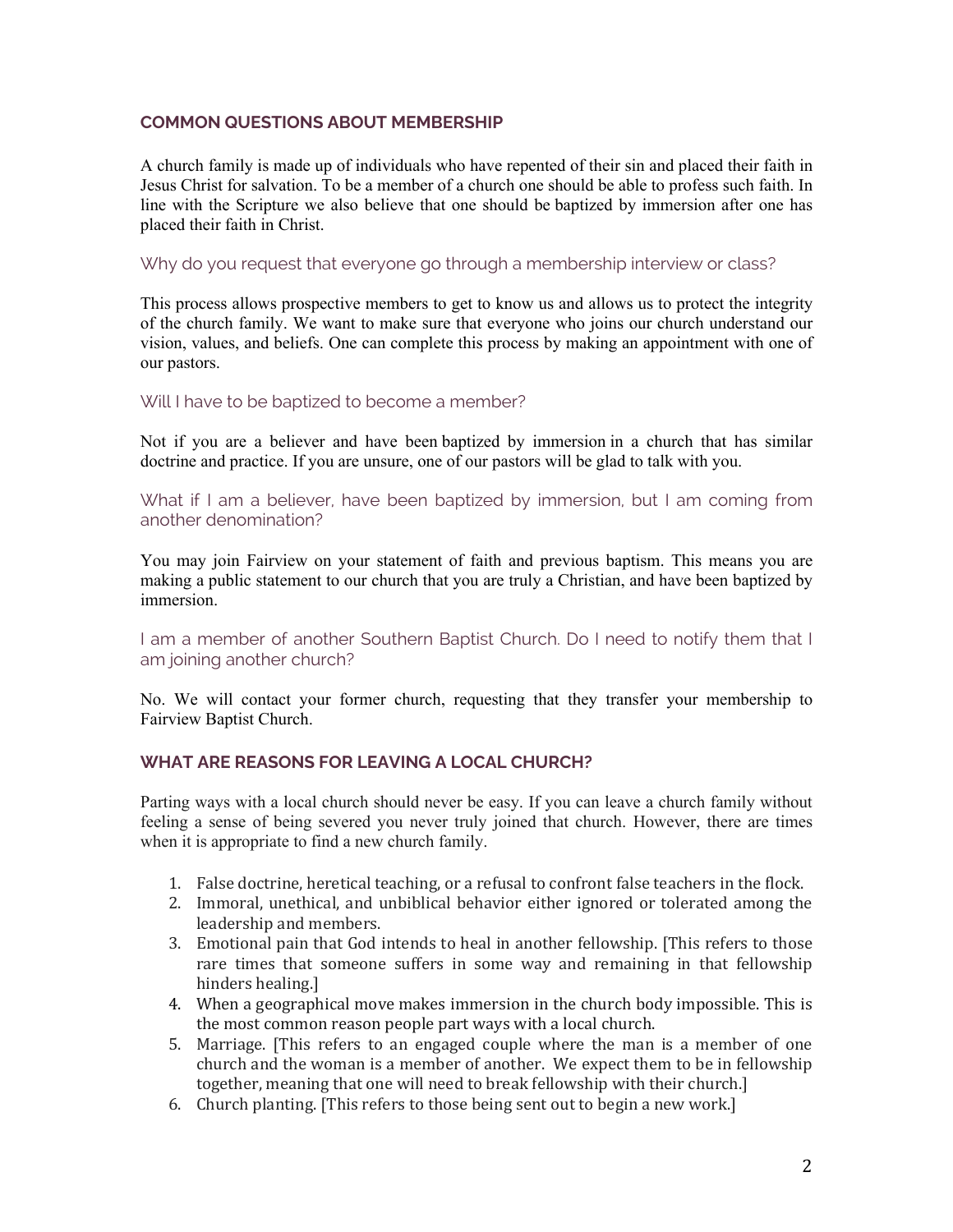## COMMON QUESTIONS ABOUT MEMBERSHIP

A church family is made up of individuals who have repented of their sin and placed their faith in Jesus Christ for salvation. To be a member of a church one should be able to profess such faith. In line with the Scripture we also believe that one should be baptized by immersion after one has placed their faith in Christ.

### Why do you request that everyone go through a membership interview or class?

This process allows prospective members to get to know us and allows us to protect the integrity of the church family. We want to make sure that everyone who joins our church understand our vision, values, and beliefs. One can complete this process by making an appointment with one of our pastors.

### Will I have to be baptized to become a member?

Not if you are a believer and have been baptized by immersion in a church that has similar doctrine and practice. If you are unsure, one of our pastors will be glad to talk with you.

### What if I am a believer, have been baptized by immersion, but I am coming from another denomination?

You may join Fairview on your statement of faith and previous baptism. This means you are making a public statement to our church that you are truly a Christian, and have been baptized by immersion.

### I am a member of another Southern Baptist Church. Do I need to notify them that I am joining another church?

No. We will contact your former church, requesting that they transfer your membership to Fairview Baptist Church.

## WHAT ARE REASONS FOR LEAVING A LOCAL CHURCH?

Parting ways with a local church should never be easy. If you can leave a church family without feeling a sense of being severed you never truly joined that church. However, there are times when it is appropriate to find a new church family.

1. False doctrine, heretical teaching, or a refusal to confront false teachers in the flock.
2. Immoral, unethical, and unbiblical behavior either ignored or tolerated among the leadership and members.
3. Emotional pain that God intends to heal in another fellowship. [This refers to those rare times that someone suffers in some way and remaining in that fellowship hinders healing.]
4. When a geographical move makes immersion in the church body impossible. This is the most common reason people part ways with a local church.
5. Marriage. [This refers to an engaged couple where the man is a member of one church and the woman is a member of another. We expect them to be in fellowship together, meaning that one will need to break fellowship with their church.]
6. Church planting. [This refers to those being sent out to begin a new work.]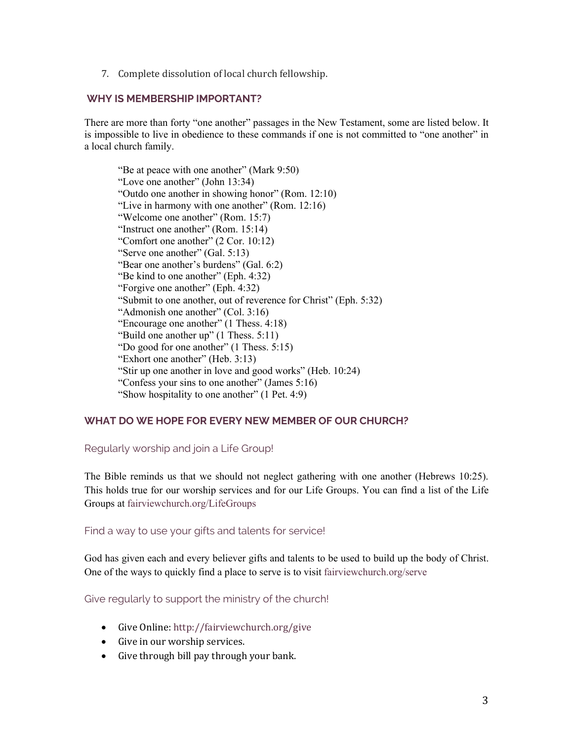7. Complete dissolution of local church fellowship.

## WHY IS MEMBERSHIP IMPORTANT?

There are more than forty "one another" passages in the New Testament, some are listed below. It is impossible to live in obedience to these commands if one is not committed to "one another" in a local church family.

> "Be at peace with one another" (Mark 9:50)
> "Love one another" (John 13:34)
> "Outdo one another in showing honor" (Rom. 12:10)
> "Live in harmony with one another" (Rom. 12:16)
> "Welcome one another" (Rom. 15:7)
> "Instruct one another" (Rom. 15:14)
> "Comfort one another" (2 Cor. 10:12)
> "Serve one another" (Gal. 5:13)
> "Bear one another's burdens" (Gal. 6:2)
> "Be kind to one another" (Eph. 4:32)
> "Forgive one another" (Eph. 4:32)
> "Submit to one another, out of reverence for Christ" (Eph. 5:32)
> "Admonish one another" (Col. 3:16)
> "Encourage one another" (1 Thess. 4:18)
> "Build one another up" (1 Thess. 5:11)
> "Do good for one another" (1 Thess. 5:15)
> "Exhort one another" (Heb. 3:13)
> "Stir up one another in love and good works" (Heb. 10:24)
> "Confess your sins to one another" (James 5:16)
> "Show hospitality to one another" (1 Pet. 4:9)

## WHAT DO WE HOPE FOR EVERY NEW MEMBER OF OUR CHURCH?

### Regularly worship and join a Life Group!

The Bible reminds us that we should not neglect gathering with one another (Hebrews 10:25). This holds true for our worship services and for our Life Groups. You can find a list of the Life Groups at fairviewchurch.org/LifeGroups

### Find a way to use your gifts and talents for service!

God has given each and every believer gifts and talents to be used to build up the body of Christ. One of the ways to quickly find a place to serve is to visit fairviewchurch.org/serve

### Give regularly to support the ministry of the church!

- Give Online: http://fairviewchurch.org/give
- Give in our worship services.
- Give through bill pay through your bank.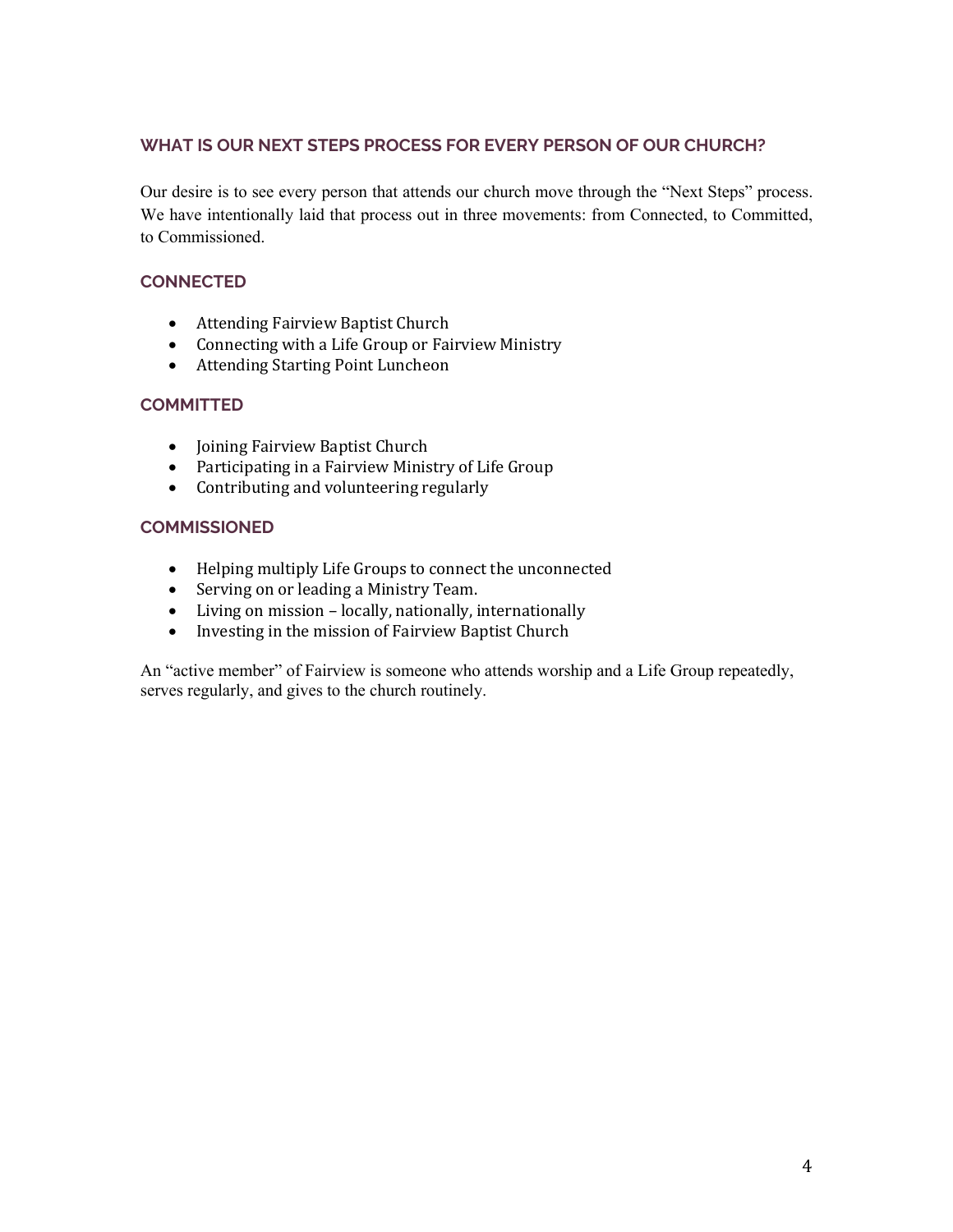## WHAT IS OUR NEXT STEPS PROCESS FOR EVERY PERSON OF OUR CHURCH?

Our desire is to see every person that attends our church move through the "Next Steps" process. We have intentionally laid that process out in three movements: from Connected, to Committed, to Commissioned.

### CONNECTED

- Attending Fairview Baptist Church
- Connecting with a Life Group or Fairview Ministry
- Attending Starting Point Luncheon

### COMMITTED

- Joining Fairview Baptist Church
- Participating in a Fairview Ministry of Life Group
- Contributing and volunteering regularly

### COMMISSIONED

- Helping multiply Life Groups to connect the unconnected
- Serving on or leading a Ministry Team.
- Living on mission – locally, nationally, internationally
- Investing in the mission of Fairview Baptist Church

An "active member" of Fairview is someone who attends worship and a Life Group repeatedly, serves regularly, and gives to the church routinely.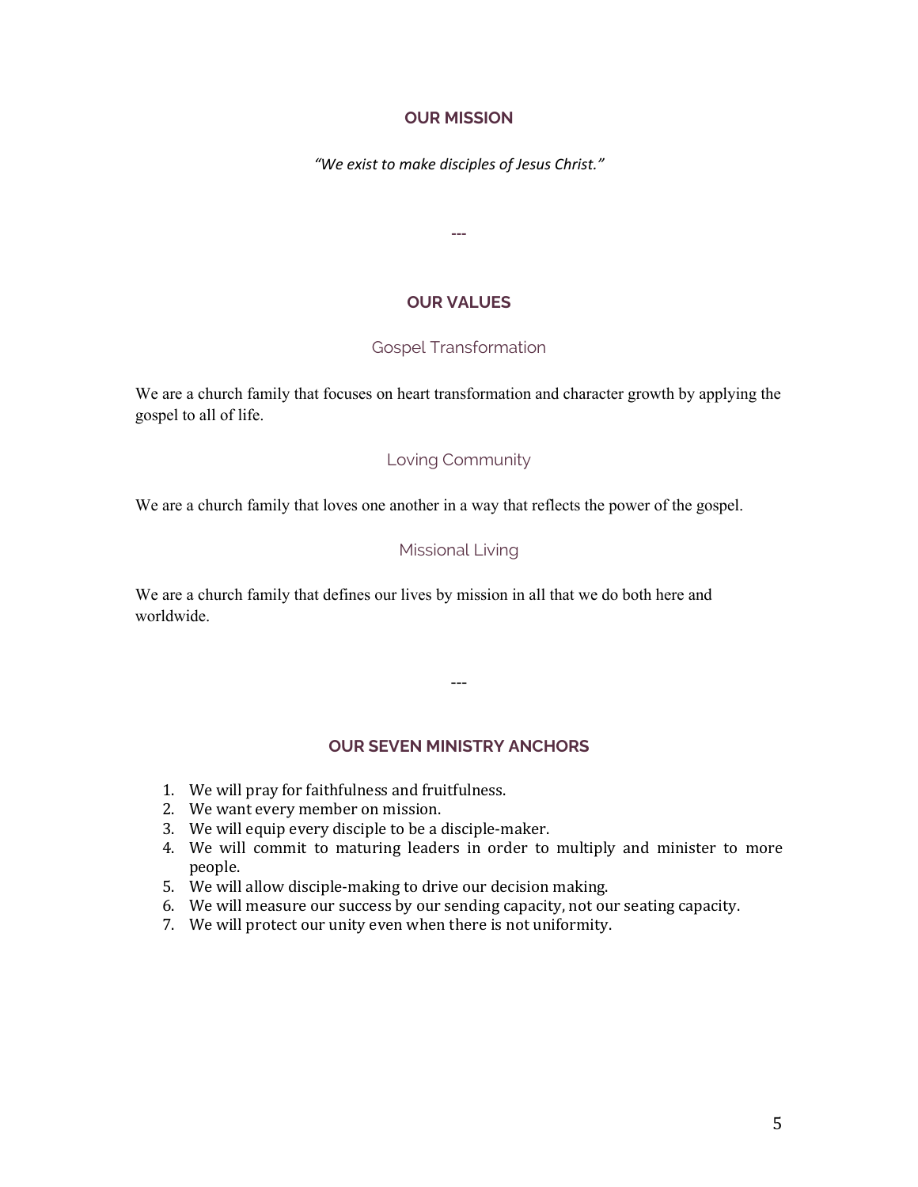## OUR MISSION

*"We exist to make disciples of Jesus Christ."*

---

## OUR VALUES

### Gospel Transformation

We are a church family that focuses on heart transformation and character growth by applying the gospel to all of life.

### Loving Community

We are a church family that loves one another in a way that reflects the power of the gospel.

### Missional Living

We are a church family that defines our lives by mission in all that we do both here and worldwide.

---

## OUR SEVEN MINISTRY ANCHORS

1. We will pray for faithfulness and fruitfulness.
2. We want every member on mission.
3. We will equip every disciple to be a disciple-maker.
4. We will commit to maturing leaders in order to multiply and minister to more people.
5. We will allow disciple-making to drive our decision making.
6. We will measure our success by our sending capacity, not our seating capacity.
7. We will protect our unity even when there is not uniformity.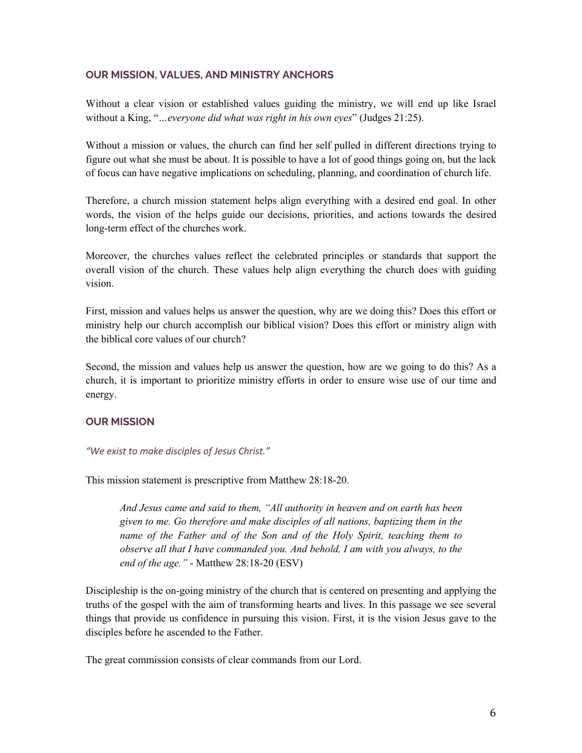## OUR MISSION, VALUES, AND MINISTRY ANCHORS

Without a clear vision or established values guiding the ministry, we will end up like Israel without a King, "*…everyone did what was right in his own eyes*" (Judges 21:25).

Without a mission or values, the church can find her self pulled in different directions trying to figure out what she must be about. It is possible to have a lot of good things going on, but the lack of focus can have negative implications on scheduling, planning, and coordination of church life.

Therefore, a church mission statement helps align everything with a desired end goal. In other words, the vision of the helps guide our decisions, priorities, and actions towards the desired long-term effect of the churches work.

Moreover, the churches values reflect the celebrated principles or standards that support the overall vision of the church. These values help align everything the church does with guiding vision.

First, mission and values helps us answer the question, why are we doing this? Does this effort or ministry help our church accomplish our biblical vision? Does this effort or ministry align with the biblical core values of our church?

Second, the mission and values help us answer the question, how are we going to do this? As a church, it is important to prioritize ministry efforts in order to ensure wise use of our time and energy.

## OUR MISSION

*"We exist to make disciples of Jesus Christ."*

This mission statement is prescriptive from Matthew 28:18-20.

> *And Jesus came and said to them, "All authority in heaven and on earth has been given to me. Go therefore and make disciples of all nations, baptizing them in the name of the Father and of the Son and of the Holy Spirit, teaching them to observe all that I have commanded you. And behold, I am with you always, to the end of the age."* - Matthew 28:18-20 (ESV)

Discipleship is the on-going ministry of the church that is centered on presenting and applying the truths of the gospel with the aim of transforming hearts and lives. In this passage we see several things that provide us confidence in pursuing this vision. First, it is the vision Jesus gave to the disciples before he ascended to the Father.

The great commission consists of clear commands from our Lord.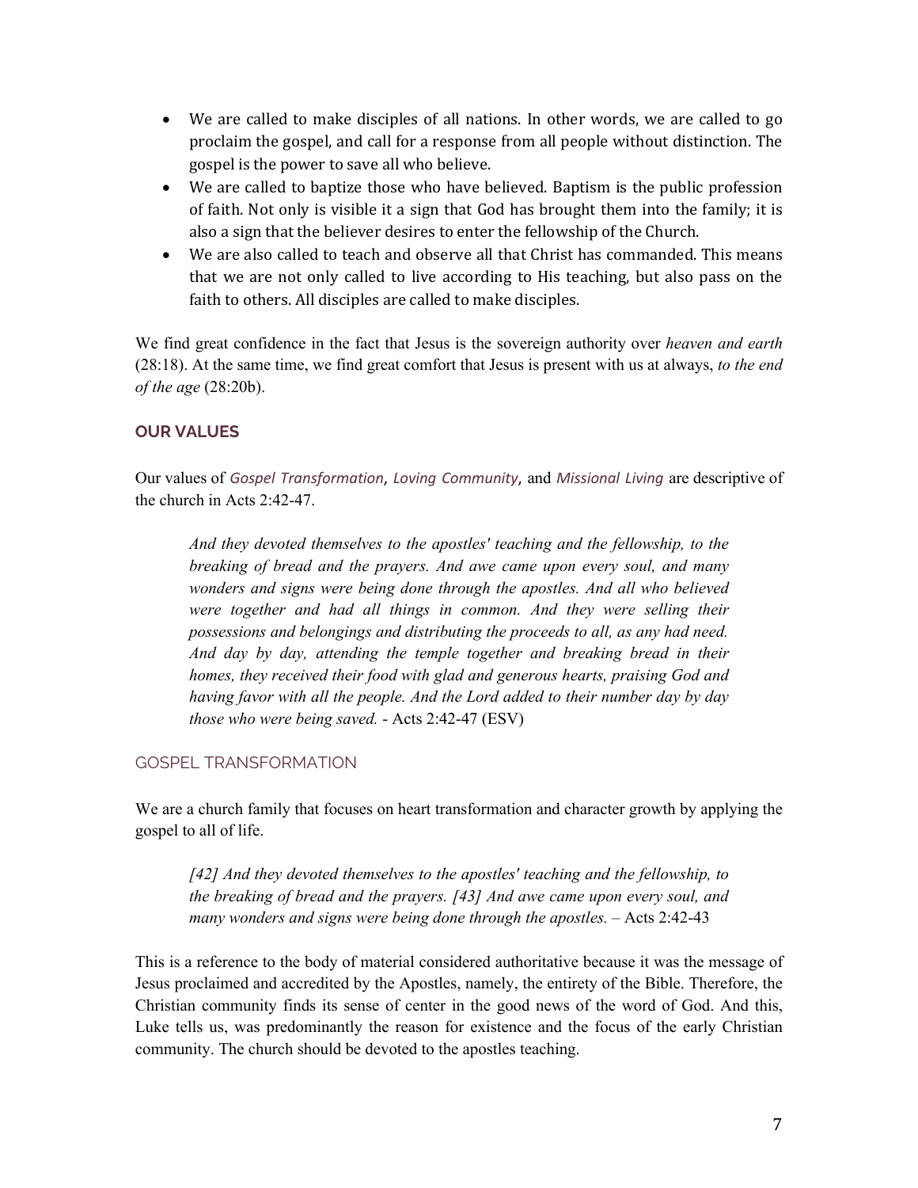- We are called to make disciples of all nations. In other words, we are called to go proclaim the gospel, and call for a response from all people without distinction. The gospel is the power to save all who believe.
- We are called to baptize those who have believed. Baptism is the public profession of faith. Not only is visible it a sign that God has brought them into the family; it is also a sign that the believer desires to enter the fellowship of the Church.
- We are also called to teach and observe all that Christ has commanded. This means that we are not only called to live according to His teaching, but also pass on the faith to others. All disciples are called to make disciples.

We find great confidence in the fact that Jesus is the sovereign authority over *heaven and earth* (28:18). At the same time, we find great comfort that Jesus is present with us at always, *to the end of the age* (28:20b).

## OUR VALUES

Our values of *Gospel Transformation*, *Loving Community*, and *Missional Living* are descriptive of the church in Acts 2:42-47.

> *And they devoted themselves to the apostles' teaching and the fellowship, to the breaking of bread and the prayers. And awe came upon every soul, and many wonders and signs were being done through the apostles. And all who believed were together and had all things in common. And they were selling their possessions and belongings and distributing the proceeds to all, as any had need. And day by day, attending the temple together and breaking bread in their homes, they received their food with glad and generous hearts, praising God and having favor with all the people. And the Lord added to their number day by day those who were being saved.* - Acts 2:42-47 (ESV)

### GOSPEL TRANSFORMATION

We are a church family that focuses on heart transformation and character growth by applying the gospel to all of life.

> *[42] And they devoted themselves to the apostles' teaching and the fellowship, to the breaking of bread and the prayers. [43] And awe came upon every soul, and many wonders and signs were being done through the apostles.* – Acts 2:42-43

This is a reference to the body of material considered authoritative because it was the message of Jesus proclaimed and accredited by the Apostles, namely, the entirety of the Bible. Therefore, the Christian community finds its sense of center in the good news of the word of God. And this, Luke tells us, was predominantly the reason for existence and the focus of the early Christian community. The church should be devoted to the apostles teaching.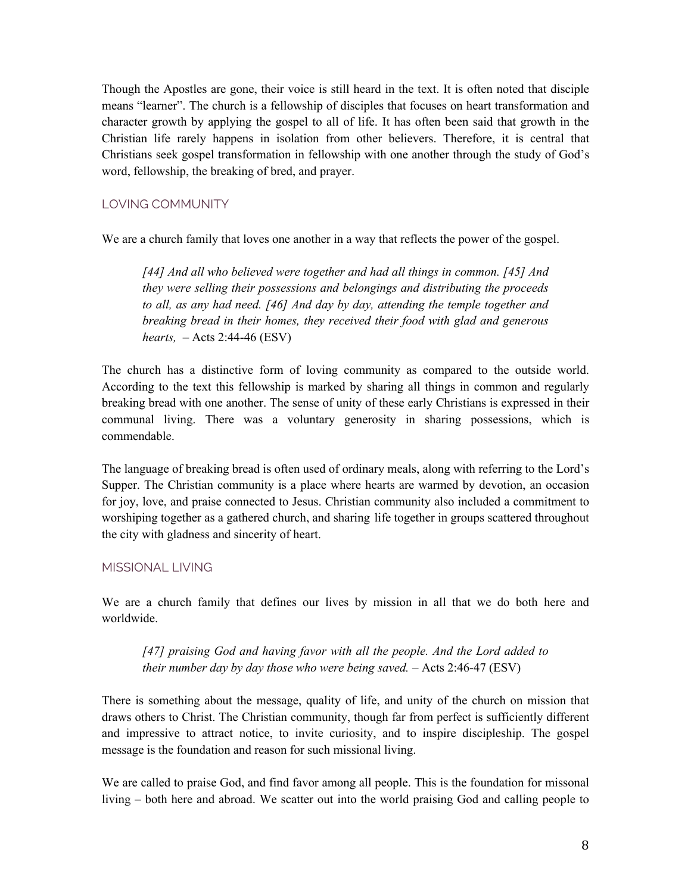Though the Apostles are gone, their voice is still heard in the text. It is often noted that disciple means "learner". The church is a fellowship of disciples that focuses on heart transformation and character growth by applying the gospel to all of life. It has often been said that growth in the Christian life rarely happens in isolation from other believers. Therefore, it is central that Christians seek gospel transformation in fellowship with one another through the study of God's word, fellowship, the breaking of bred, and prayer.

### LOVING COMMUNITY

We are a church family that loves one another in a way that reflects the power of the gospel.

> *[44] And all who believed were together and had all things in common. [45] And they were selling their possessions and belongings and distributing the proceeds to all, as any had need. [46] And day by day, attending the temple together and breaking bread in their homes, they received their food with glad and generous hearts,* – Acts 2:44-46 (ESV)

The church has a distinctive form of loving community as compared to the outside world. According to the text this fellowship is marked by sharing all things in common and regularly breaking bread with one another. The sense of unity of these early Christians is expressed in their communal living. There was a voluntary generosity in sharing possessions, which is commendable.

The language of breaking bread is often used of ordinary meals, along with referring to the Lord's Supper. The Christian community is a place where hearts are warmed by devotion, an occasion for joy, love, and praise connected to Jesus. Christian community also included a commitment to worshiping together as a gathered church, and sharing life together in groups scattered throughout the city with gladness and sincerity of heart.

### MISSIONAL LIVING

We are a church family that defines our lives by mission in all that we do both here and worldwide.

> *[47] praising God and having favor with all the people. And the Lord added to their number day by day those who were being saved.* – Acts 2:46-47 (ESV)

There is something about the message, quality of life, and unity of the church on mission that draws others to Christ. The Christian community, though far from perfect is sufficiently different and impressive to attract notice, to invite curiosity, and to inspire discipleship. The gospel message is the foundation and reason for such missional living.

We are called to praise God, and find favor among all people. This is the foundation for missonal living – both here and abroad. We scatter out into the world praising God and calling people to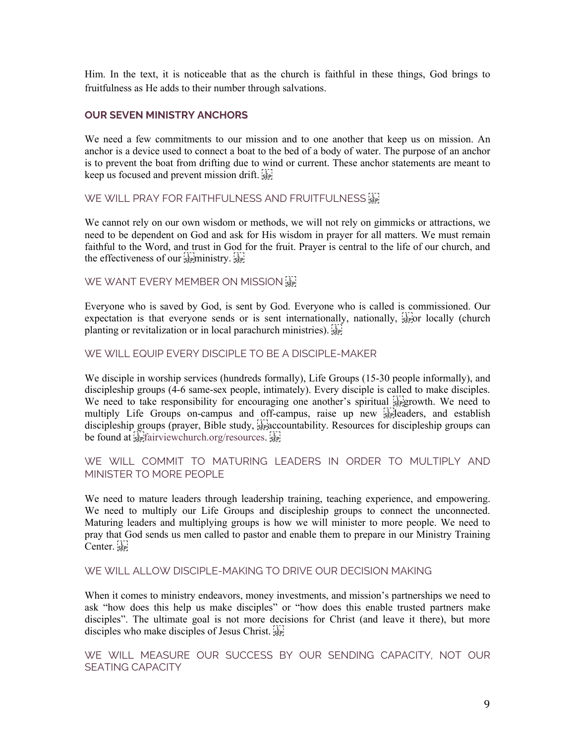Him. In the text, it is noticeable that as the church is faithful in these things, God brings to fruitfulness as He adds to their number through salvations.

## OUR SEVEN MINISTRY ANCHORS

We need a few commitments to our mission and to one another that keep us on mission. An anchor is a device used to connect a boat to the bed of a body of water. The purpose of an anchor is to prevent the boat from drifting due to wind or current. These anchor statements are meant to keep us focused and prevent mission drift.

### WE WILL PRAY FOR FAITHFULNESS AND FRUITFULNESS

We cannot rely on our own wisdom or methods, we will not rely on gimmicks or attractions, we need to be dependent on God and ask for His wisdom in prayer for all matters. We must remain faithful to the Word, and trust in God for the fruit. Prayer is central to the life of our church, and the effectiveness of our ministry.

### WE WANT EVERY MEMBER ON MISSION

Everyone who is saved by God, is sent by God. Everyone who is called is commissioned. Our expectation is that everyone sends or is sent internationally, nationally, or locally (church planting or revitalization or in local parachurch ministries).

### WE WILL EQUIP EVERY DISCIPLE TO BE A DISCIPLE-MAKER

We disciple in worship services (hundreds formally), Life Groups (15-30 people informally), and discipleship groups (4-6 same-sex people, intimately). Every disciple is called to make disciples. We need to take responsibility for encouraging one another's spiritual growth. We need to multiply Life Groups on-campus and off-campus, raise up new leaders, and establish discipleship groups (prayer, Bible study, accountability. Resources for discipleship groups can be found at fairviewchurch.org/resources.

### WE WILL COMMIT TO MATURING LEADERS IN ORDER TO MULTIPLY AND MINISTER TO MORE PEOPLE

We need to mature leaders through leadership training, teaching experience, and empowering. We need to multiply our Life Groups and discipleship groups to connect the unconnected. Maturing leaders and multiplying groups is how we will minister to more people. We need to pray that God sends us men called to pastor and enable them to prepare in our Ministry Training Center.

### WE WILL ALLOW DISCIPLE-MAKING TO DRIVE OUR DECISION MAKING

When it comes to ministry endeavors, money investments, and mission's partnerships we need to ask "how does this help us make disciples" or "how does this enable trusted partners make disciples". The ultimate goal is not more decisions for Christ (and leave it there), but more disciples who make disciples of Jesus Christ.

### WE WILL MEASURE OUR SUCCESS BY OUR SENDING CAPACITY, NOT OUR SEATING CAPACITY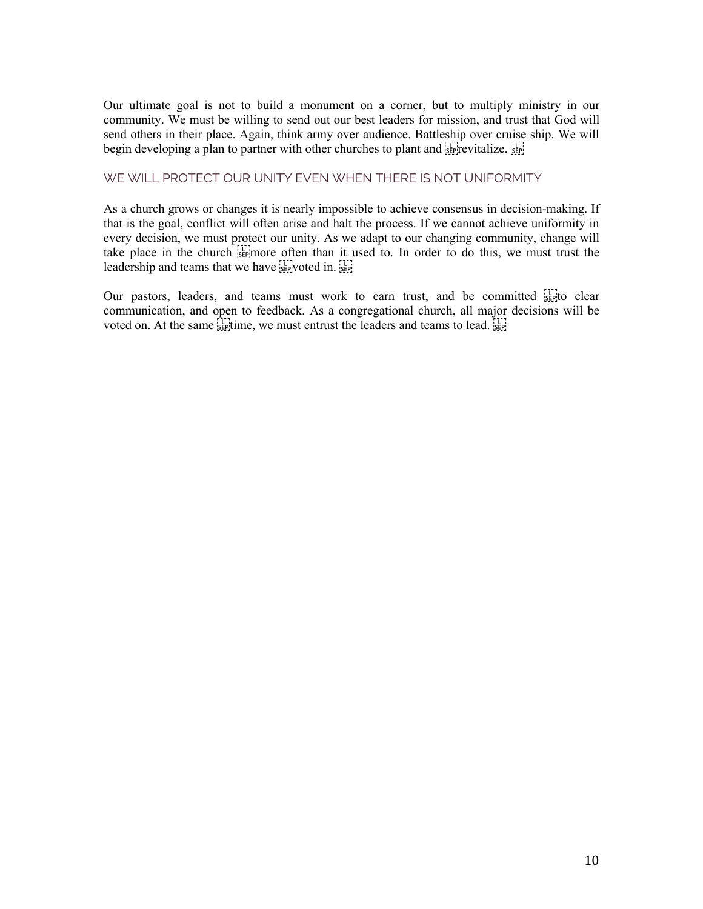Our ultimate goal is not to build a monument on a corner, but to multiply ministry in our community. We must be willing to send out our best leaders for mission, and trust that God will send others in their place. Again, think army over audience. Battleship over cruise ship. We will begin developing a plan to partner with other churches to plant and revitalize.

## WE WILL PROTECT OUR UNITY EVEN WHEN THERE IS NOT UNIFORMITY

As a church grows or changes it is nearly impossible to achieve consensus in decision-making. If that is the goal, conflict will often arise and halt the process. If we cannot achieve uniformity in every decision, we must protect our unity. As we adapt to our changing community, change will take place in the church more often than it used to. In order to do this, we must trust the leadership and teams that we have voted in.

Our pastors, leaders, and teams must work to earn trust, and be committed to clear communication, and open to feedback. As a congregational church, all major decisions will be voted on. At the same time, we must entrust the leaders and teams to lead.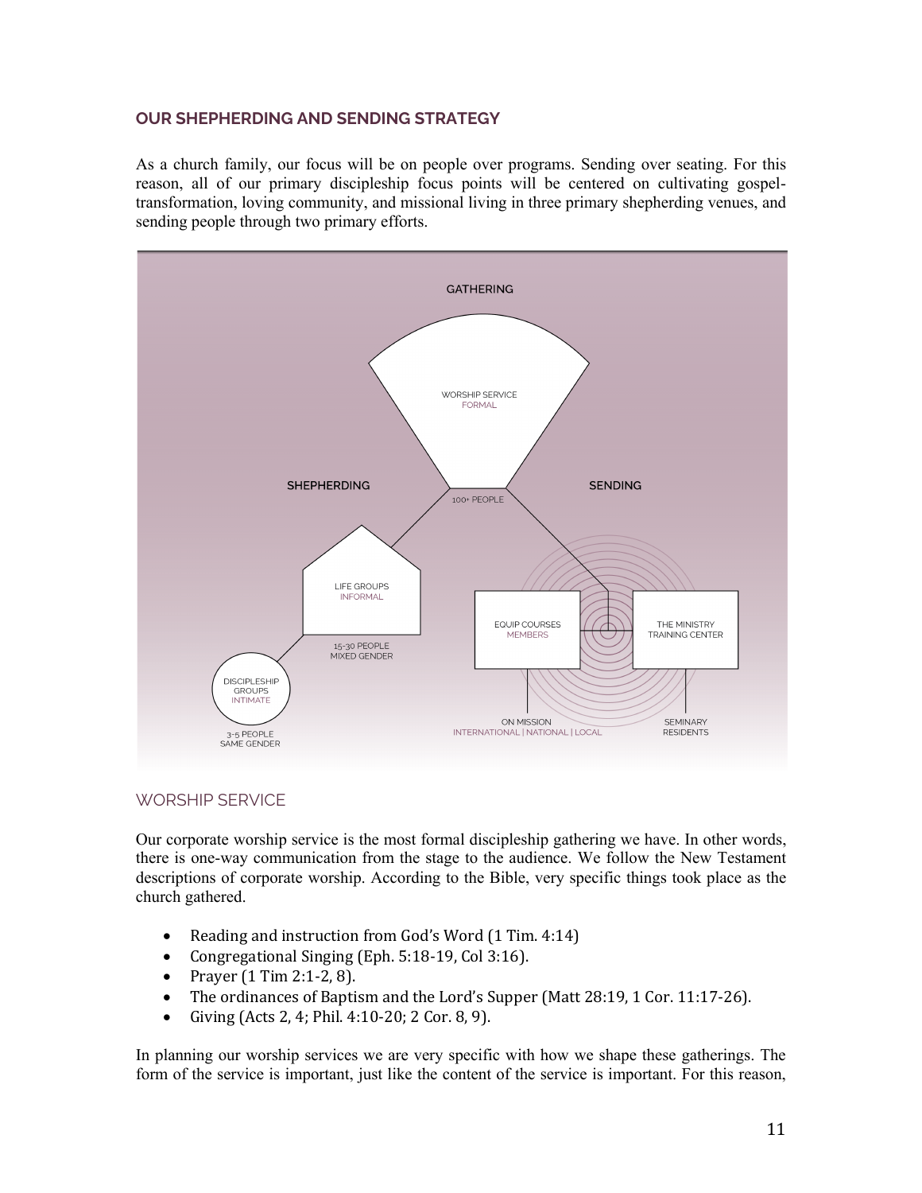## OUR SHEPHERDING AND SENDING STRATEGY

As a church family, our focus will be on people over programs. Sending over seating. For this reason, all of our primary discipleship focus points will be centered on cultivating gospel-transformation, loving community, and missional living in three primary shepherding venues, and sending people through two primary efforts.

### WORSHIP SERVICE

Our corporate worship service is the most formal discipleship gathering we have. In other words, there is one-way communication from the stage to the audience. We follow the New Testament descriptions of corporate worship. According to the Bible, very specific things took place as the church gathered.

- Reading and instruction from God's Word (1 Tim. 4:14)
- Congregational Singing (Eph. 5:18-19, Col 3:16).
- Prayer (1 Tim 2:1-2, 8).
- The ordinances of Baptism and the Lord's Supper (Matt 28:19, 1 Cor. 11:17-26).
- Giving (Acts 2, 4; Phil. 4:10-20; 2 Cor. 8, 9).

In planning our worship services we are very specific with how we shape these gatherings. The form of the service is important, just like the content of the service is important. For this reason,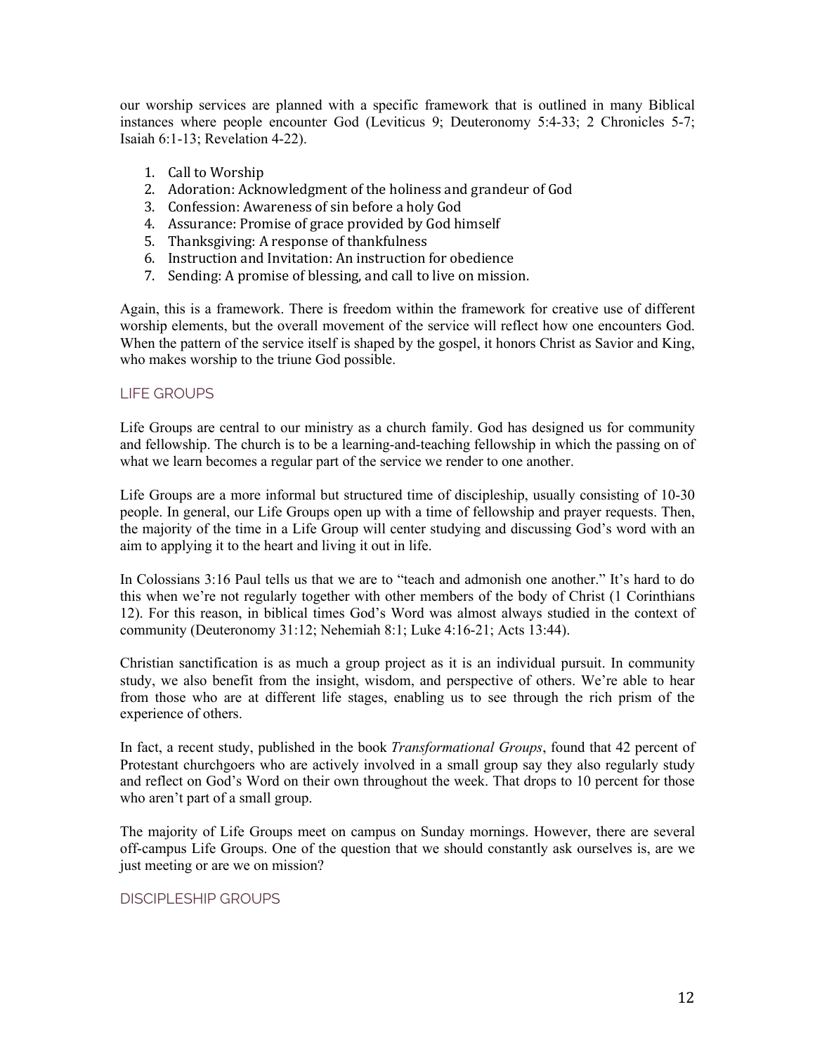our worship services are planned with a specific framework that is outlined in many Biblical instances where people encounter God (Leviticus 9; Deuteronomy 5:4-33; 2 Chronicles 5-7; Isaiah 6:1-13; Revelation 4-22).

1. Call to Worship
2. Adoration: Acknowledgment of the holiness and grandeur of God
3. Confession: Awareness of sin before a holy God
4. Assurance: Promise of grace provided by God himself
5. Thanksgiving: A response of thankfulness
6. Instruction and Invitation: An instruction for obedience
7. Sending: A promise of blessing, and call to live on mission.

Again, this is a framework. There is freedom within the framework for creative use of different worship elements, but the overall movement of the service will reflect how one encounters God. When the pattern of the service itself is shaped by the gospel, it honors Christ as Savior and King, who makes worship to the triune God possible.

## LIFE GROUPS

Life Groups are central to our ministry as a church family. God has designed us for community and fellowship. The church is to be a learning-and-teaching fellowship in which the passing on of what we learn becomes a regular part of the service we render to one another.

Life Groups are a more informal but structured time of discipleship, usually consisting of 10-30 people. In general, our Life Groups open up with a time of fellowship and prayer requests. Then, the majority of the time in a Life Group will center studying and discussing God's word with an aim to applying it to the heart and living it out in life.

In Colossians 3:16 Paul tells us that we are to "teach and admonish one another." It's hard to do this when we're not regularly together with other members of the body of Christ (1 Corinthians 12). For this reason, in biblical times God's Word was almost always studied in the context of community (Deuteronomy 31:12; Nehemiah 8:1; Luke 4:16-21; Acts 13:44).

Christian sanctification is as much a group project as it is an individual pursuit. In community study, we also benefit from the insight, wisdom, and perspective of others. We're able to hear from those who are at different life stages, enabling us to see through the rich prism of the experience of others.

In fact, a recent study, published in the book *Transformational Groups*, found that 42 percent of Protestant churchgoers who are actively involved in a small group say they also regularly study and reflect on God's Word on their own throughout the week. That drops to 10 percent for those who aren't part of a small group.

The majority of Life Groups meet on campus on Sunday mornings. However, there are several off-campus Life Groups. One of the question that we should constantly ask ourselves is, are we just meeting or are we on mission?

## DISCIPLESHIP GROUPS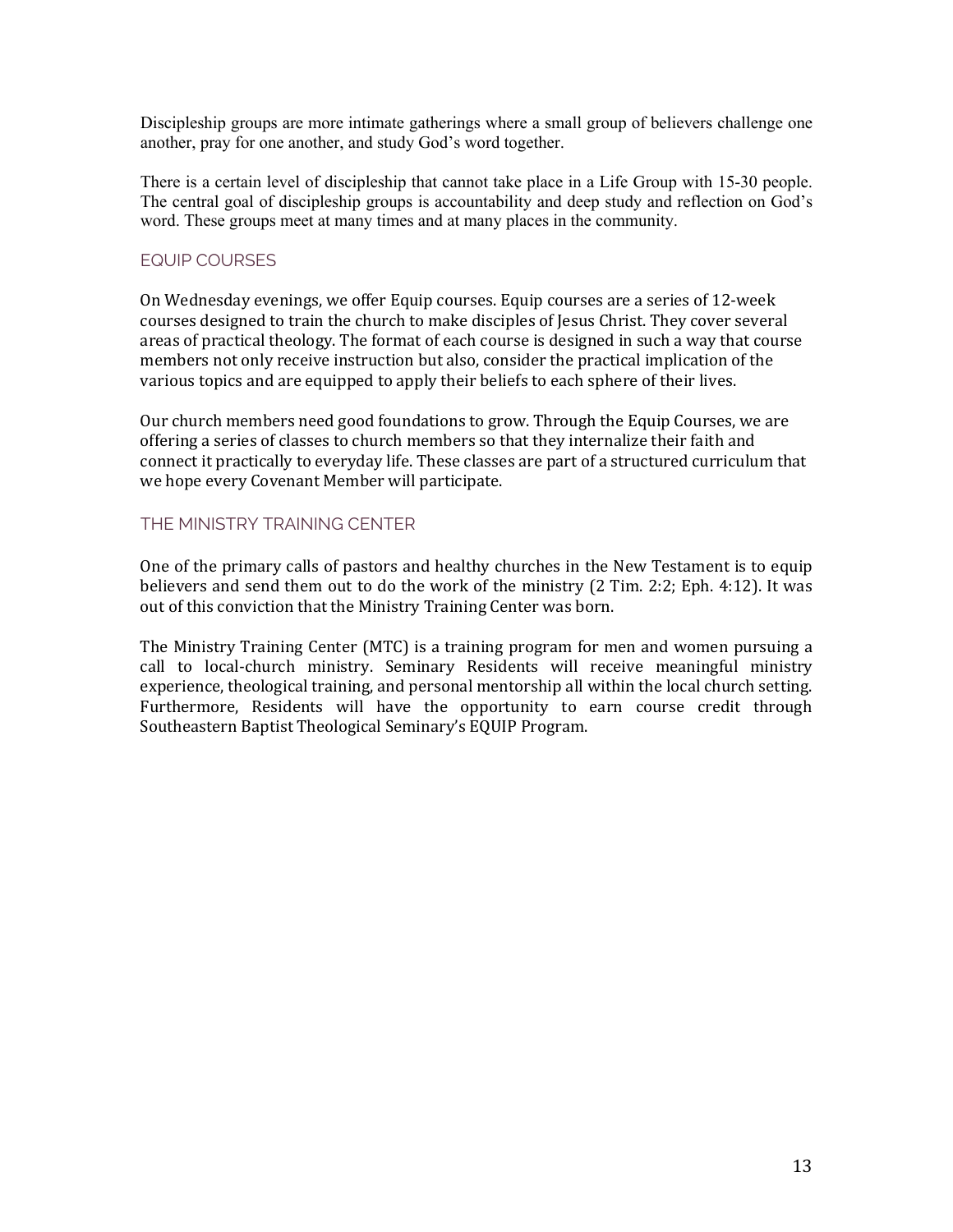Discipleship groups are more intimate gatherings where a small group of believers challenge one another, pray for one another, and study God's word together.

There is a certain level of discipleship that cannot take place in a Life Group with 15-30 people. The central goal of discipleship groups is accountability and deep study and reflection on God's word. These groups meet at many times and at many places in the community.

## EQUIP COURSES

On Wednesday evenings, we offer Equip courses. Equip courses are a series of 12-week courses designed to train the church to make disciples of Jesus Christ. They cover several areas of practical theology. The format of each course is designed in such a way that course members not only receive instruction but also, consider the practical implication of the various topics and are equipped to apply their beliefs to each sphere of their lives.

Our church members need good foundations to grow. Through the Equip Courses, we are offering a series of classes to church members so that they internalize their faith and connect it practically to everyday life. These classes are part of a structured curriculum that we hope every Covenant Member will participate.

## THE MINISTRY TRAINING CENTER

One of the primary calls of pastors and healthy churches in the New Testament is to equip believers and send them out to do the work of the ministry (2 Tim. 2:2; Eph. 4:12). It was out of this conviction that the Ministry Training Center was born.

The Ministry Training Center (MTC) is a training program for men and women pursuing a call to local-church ministry. Seminary Residents will receive meaningful ministry experience, theological training, and personal mentorship all within the local church setting. Furthermore, Residents will have the opportunity to earn course credit through Southeastern Baptist Theological Seminary's EQUIP Program.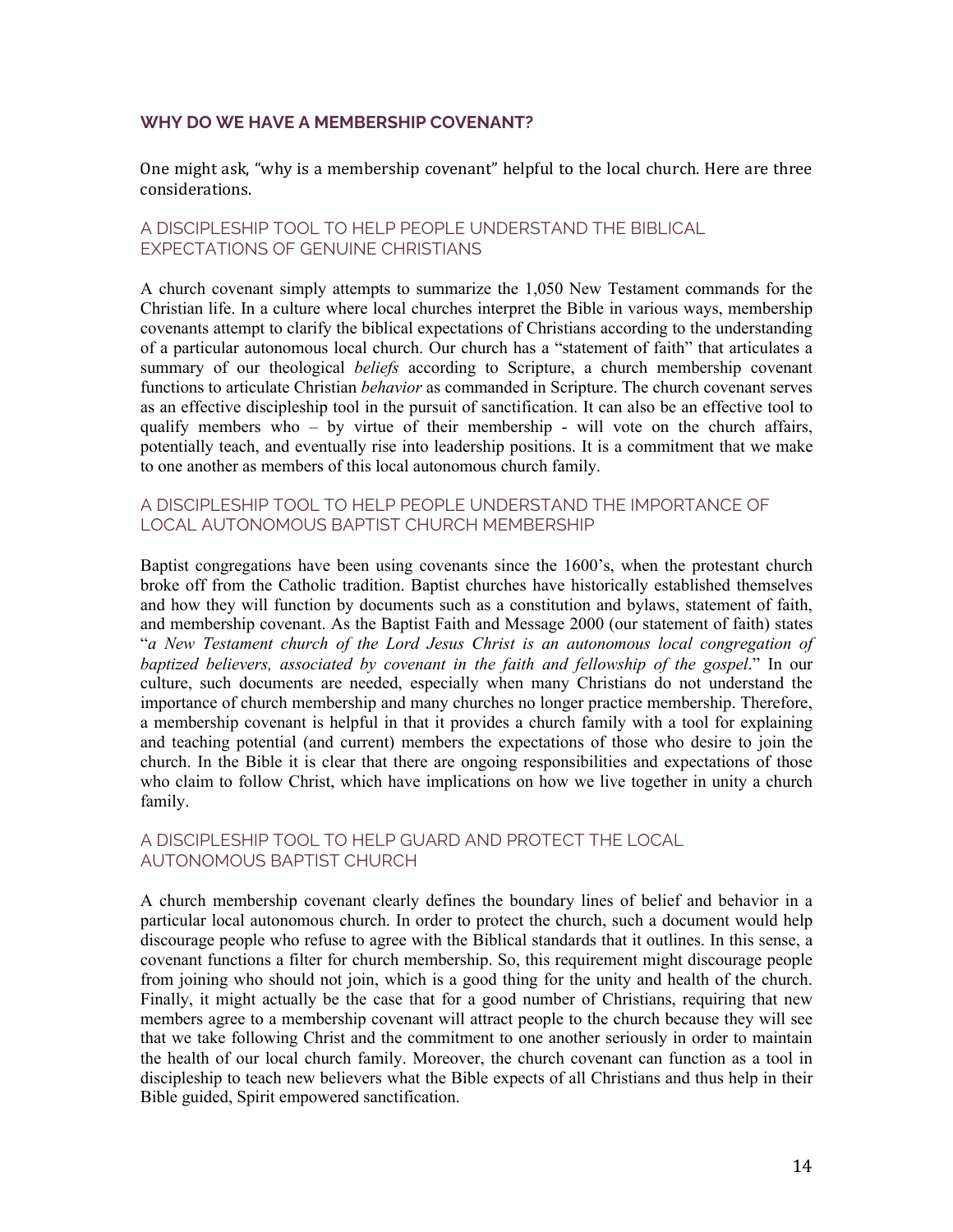## WHY DO WE HAVE A MEMBERSHIP COVENANT?

One might ask, "why is a membership covenant" helpful to the local church. Here are three considerations.

### A DISCIPLESHIP TOOL TO HELP PEOPLE UNDERSTAND THE BIBLICAL EXPECTATIONS OF GENUINE CHRISTIANS

A church covenant simply attempts to summarize the 1,050 New Testament commands for the Christian life. In a culture where local churches interpret the Bible in various ways, membership covenants attempt to clarify the biblical expectations of Christians according to the understanding of a particular autonomous local church. Our church has a "statement of faith" that articulates a summary of our theological *beliefs* according to Scripture, a church membership covenant functions to articulate Christian *behavior* as commanded in Scripture. The church covenant serves as an effective discipleship tool in the pursuit of sanctification. It can also be an effective tool to qualify members who – by virtue of their membership - will vote on the church affairs, potentially teach, and eventually rise into leadership positions. It is a commitment that we make to one another as members of this local autonomous church family.

### A DISCIPLESHIP TOOL TO HELP PEOPLE UNDERSTAND THE IMPORTANCE OF LOCAL AUTONOMOUS BAPTIST CHURCH MEMBERSHIP

Baptist congregations have been using covenants since the 1600's, when the protestant church broke off from the Catholic tradition. Baptist churches have historically established themselves and how they will function by documents such as a constitution and bylaws, statement of faith, and membership covenant. As the Baptist Faith and Message 2000 (our statement of faith) states "*a New Testament church of the Lord Jesus Christ is an autonomous local congregation of baptized believers, associated by covenant in the faith and fellowship of the gospel*." In our culture, such documents are needed, especially when many Christians do not understand the importance of church membership and many churches no longer practice membership. Therefore, a membership covenant is helpful in that it provides a church family with a tool for explaining and teaching potential (and current) members the expectations of those who desire to join the church. In the Bible it is clear that there are ongoing responsibilities and expectations of those who claim to follow Christ, which have implications on how we live together in unity a church family.

### A DISCIPLESHIP TOOL TO HELP GUARD AND PROTECT THE LOCAL AUTONOMOUS BAPTIST CHURCH

A church membership covenant clearly defines the boundary lines of belief and behavior in a particular local autonomous church. In order to protect the church, such a document would help discourage people who refuse to agree with the Biblical standards that it outlines. In this sense, a covenant functions a filter for church membership. So, this requirement might discourage people from joining who should not join, which is a good thing for the unity and health of the church. Finally, it might actually be the case that for a good number of Christians, requiring that new members agree to a membership covenant will attract people to the church because they will see that we take following Christ and the commitment to one another seriously in order to maintain the health of our local church family. Moreover, the church covenant can function as a tool in discipleship to teach new believers what the Bible expects of all Christians and thus help in their Bible guided, Spirit empowered sanctification.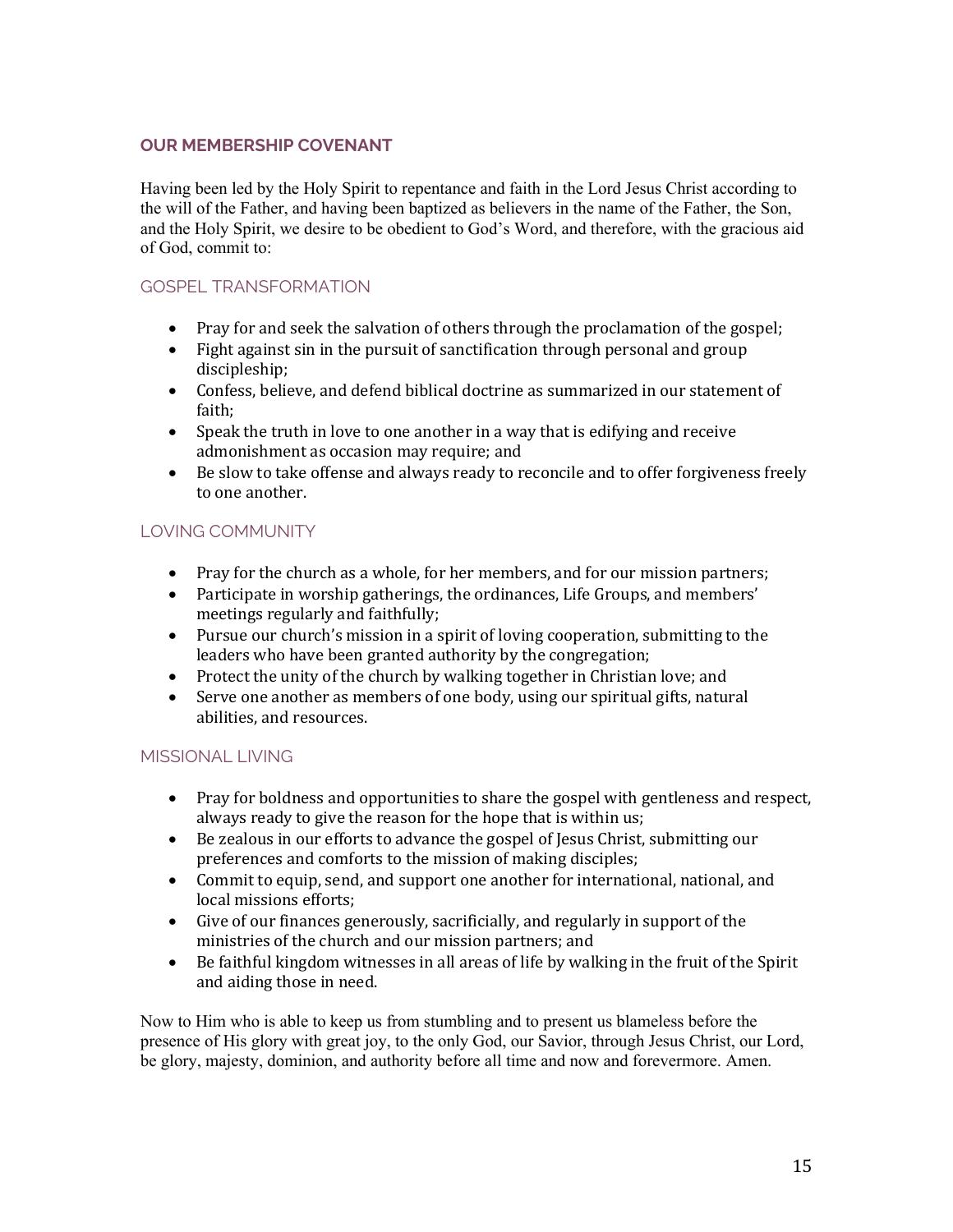## OUR MEMBERSHIP COVENANT

Having been led by the Holy Spirit to repentance and faith in the Lord Jesus Christ according to the will of the Father, and having been baptized as believers in the name of the Father, the Son, and the Holy Spirit, we desire to be obedient to God's Word, and therefore, with the gracious aid of God, commit to:

### GOSPEL TRANSFORMATION

- Pray for and seek the salvation of others through the proclamation of the gospel;
- Fight against sin in the pursuit of sanctification through personal and group discipleship;
- Confess, believe, and defend biblical doctrine as summarized in our statement of faith;
- Speak the truth in love to one another in a way that is edifying and receive admonishment as occasion may require; and
- Be slow to take offense and always ready to reconcile and to offer forgiveness freely to one another.

### LOVING COMMUNITY

- Pray for the church as a whole, for her members, and for our mission partners;
- Participate in worship gatherings, the ordinances, Life Groups, and members' meetings regularly and faithfully;
- Pursue our church's mission in a spirit of loving cooperation, submitting to the leaders who have been granted authority by the congregation;
- Protect the unity of the church by walking together in Christian love; and
- Serve one another as members of one body, using our spiritual gifts, natural abilities, and resources.

### MISSIONAL LIVING

- Pray for boldness and opportunities to share the gospel with gentleness and respect, always ready to give the reason for the hope that is within us;
- Be zealous in our efforts to advance the gospel of Jesus Christ, submitting our preferences and comforts to the mission of making disciples;
- Commit to equip, send, and support one another for international, national, and local missions efforts;
- Give of our finances generously, sacrificially, and regularly in support of the ministries of the church and our mission partners; and
- Be faithful kingdom witnesses in all areas of life by walking in the fruit of the Spirit and aiding those in need.

Now to Him who is able to keep us from stumbling and to present us blameless before the presence of His glory with great joy, to the only God, our Savior, through Jesus Christ, our Lord, be glory, majesty, dominion, and authority before all time and now and forevermore. Amen.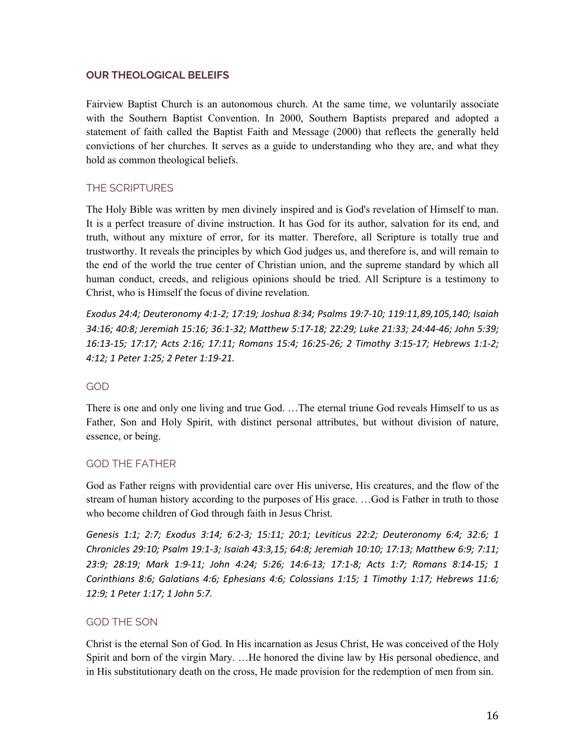## OUR THEOLOGICAL BELEIFS

Fairview Baptist Church is an autonomous church. At the same time, we voluntarily associate with the Southern Baptist Convention. In 2000, Southern Baptists prepared and adopted a statement of faith called the Baptist Faith and Message (2000) that reflects the generally held convictions of her churches. It serves as a guide to understanding who they are, and what they hold as common theological beliefs.

### THE SCRIPTURES

The Holy Bible was written by men divinely inspired and is God's revelation of Himself to man. It is a perfect treasure of divine instruction. It has God for its author, salvation for its end, and truth, without any mixture of error, for its matter. Therefore, all Scripture is totally true and trustworthy. It reveals the principles by which God judges us, and therefore is, and will remain to the end of the world the true center of Christian union, and the supreme standard by which all human conduct, creeds, and religious opinions should be tried. All Scripture is a testimony to Christ, who is Himself the focus of divine revelation.

*Exodus 24:4; Deuteronomy 4:1-2; 17:19; Joshua 8:34; Psalms 19:7-10; 119:11,89,105,140; Isaiah 34:16; 40:8; Jeremiah 15:16; 36:1-32; Matthew 5:17-18; 22:29; Luke 21:33; 24:44-46; John 5:39; 16:13-15; 17:17; Acts 2:16; 17:11; Romans 15:4; 16:25-26; 2 Timothy 3:15-17; Hebrews 1:1-2; 4:12; 1 Peter 1:25; 2 Peter 1:19-21.*

### GOD

There is one and only one living and true God. …The eternal triune God reveals Himself to us as Father, Son and Holy Spirit, with distinct personal attributes, but without division of nature, essence, or being.

### GOD THE FATHER

God as Father reigns with providential care over His universe, His creatures, and the flow of the stream of human history according to the purposes of His grace. …God is Father in truth to those who become children of God through faith in Jesus Christ.

*Genesis 1:1; 2:7; Exodus 3:14; 6:2-3; 15:11; 20:1; Leviticus 22:2; Deuteronomy 6:4; 32:6; 1 Chronicles 29:10; Psalm 19:1-3; Isaiah 43:3,15; 64:8; Jeremiah 10:10; 17:13; Matthew 6:9; 7:11; 23:9; 28:19; Mark 1:9-11; John 4:24; 5:26; 14:6-13; 17:1-8; Acts 1:7; Romans 8:14-15; 1 Corinthians 8:6; Galatians 4:6; Ephesians 4:6; Colossians 1:15; 1 Timothy 1:17; Hebrews 11:6; 12:9; 1 Peter 1:17; 1 John 5:7.*

### GOD THE SON

Christ is the eternal Son of God. In His incarnation as Jesus Christ, He was conceived of the Holy Spirit and born of the virgin Mary. …He honored the divine law by His personal obedience, and in His substitutionary death on the cross, He made provision for the redemption of men from sin.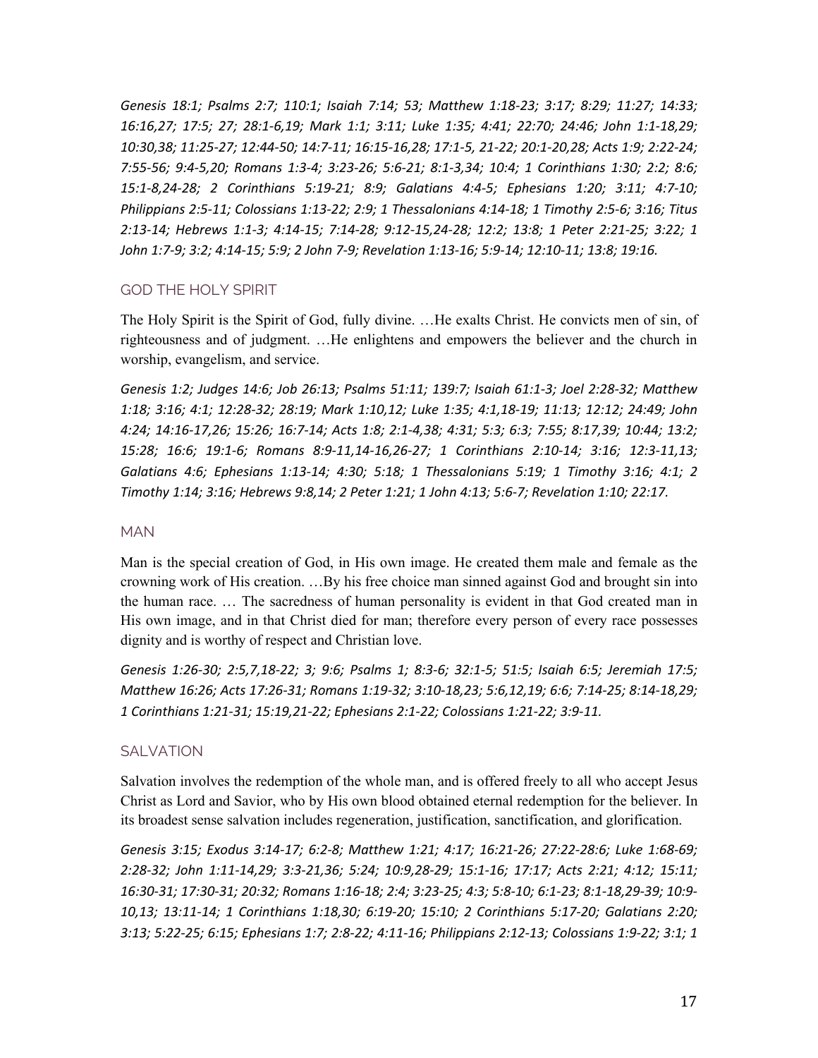*Genesis 18:1; Psalms 2:7; 110:1; Isaiah 7:14; 53; Matthew 1:18-23; 3:17; 8:29; 11:27; 14:33; 16:16,27; 17:5; 27; 28:1-6,19; Mark 1:1; 3:11; Luke 1:35; 4:41; 22:70; 24:46; John 1:1-18,29; 10:30,38; 11:25-27; 12:44-50; 14:7-11; 16:15-16,28; 17:1-5, 21-22; 20:1-20,28; Acts 1:9; 2:22-24; 7:55-56; 9:4-5,20; Romans 1:3-4; 3:23-26; 5:6-21; 8:1-3,34; 10:4; 1 Corinthians 1:30; 2:2; 8:6; 15:1-8,24-28; 2 Corinthians 5:19-21; 8:9; Galatians 4:4-5; Ephesians 1:20; 3:11; 4:7-10; Philippians 2:5-11; Colossians 1:13-22; 2:9; 1 Thessalonians 4:14-18; 1 Timothy 2:5-6; 3:16; Titus 2:13-14; Hebrews 1:1-3; 4:14-15; 7:14-28; 9:12-15,24-28; 12:2; 13:8; 1 Peter 2:21-25; 3:22; 1 John 1:7-9; 3:2; 4:14-15; 5:9; 2 John 7-9; Revelation 1:13-16; 5:9-14; 12:10-11; 13:8; 19:16.*

## GOD THE HOLY SPIRIT

The Holy Spirit is the Spirit of God, fully divine. …He exalts Christ. He convicts men of sin, of righteousness and of judgment. …He enlightens and empowers the believer and the church in worship, evangelism, and service.

*Genesis 1:2; Judges 14:6; Job 26:13; Psalms 51:11; 139:7; Isaiah 61:1-3; Joel 2:28-32; Matthew 1:18; 3:16; 4:1; 12:28-32; 28:19; Mark 1:10,12; Luke 1:35; 4:1,18-19; 11:13; 12:12; 24:49; John 4:24; 14:16-17,26; 15:26; 16:7-14; Acts 1:8; 2:1-4,38; 4:31; 5:3; 6:3; 7:55; 8:17,39; 10:44; 13:2; 15:28; 16:6; 19:1-6; Romans 8:9-11,14-16,26-27; 1 Corinthians 2:10-14; 3:16; 12:3-11,13; Galatians 4:6; Ephesians 1:13-14; 4:30; 5:18; 1 Thessalonians 5:19; 1 Timothy 3:16; 4:1; 2 Timothy 1:14; 3:16; Hebrews 9:8,14; 2 Peter 1:21; 1 John 4:13; 5:6-7; Revelation 1:10; 22:17.*

## MAN

Man is the special creation of God, in His own image. He created them male and female as the crowning work of His creation. …By his free choice man sinned against God and brought sin into the human race. … The sacredness of human personality is evident in that God created man in His own image, and in that Christ died for man; therefore every person of every race possesses dignity and is worthy of respect and Christian love.

*Genesis 1:26-30; 2:5,7,18-22; 3; 9:6; Psalms 1; 8:3-6; 32:1-5; 51:5; Isaiah 6:5; Jeremiah 17:5; Matthew 16:26; Acts 17:26-31; Romans 1:19-32; 3:10-18,23; 5:6,12,19; 6:6; 7:14-25; 8:14-18,29; 1 Corinthians 1:21-31; 15:19,21-22; Ephesians 2:1-22; Colossians 1:21-22; 3:9-11.*

## SALVATION

Salvation involves the redemption of the whole man, and is offered freely to all who accept Jesus Christ as Lord and Savior, who by His own blood obtained eternal redemption for the believer. In its broadest sense salvation includes regeneration, justification, sanctification, and glorification.

*Genesis 3:15; Exodus 3:14-17; 6:2-8; Matthew 1:21; 4:17; 16:21-26; 27:22-28:6; Luke 1:68-69; 2:28-32; John 1:11-14,29; 3:3-21,36; 5:24; 10:9,28-29; 15:1-16; 17:17; Acts 2:21; 4:12; 15:11; 16:30-31; 17:30-31; 20:32; Romans 1:16-18; 2:4; 3:23-25; 4:3; 5:8-10; 6:1-23; 8:1-18,29-39; 10:9-10,13; 13:11-14; 1 Corinthians 1:18,30; 6:19-20; 15:10; 2 Corinthians 5:17-20; Galatians 2:20; 3:13; 5:22-25; 6:15; Ephesians 1:7; 2:8-22; 4:11-16; Philippians 2:12-13; Colossians 1:9-22; 3:1; 1*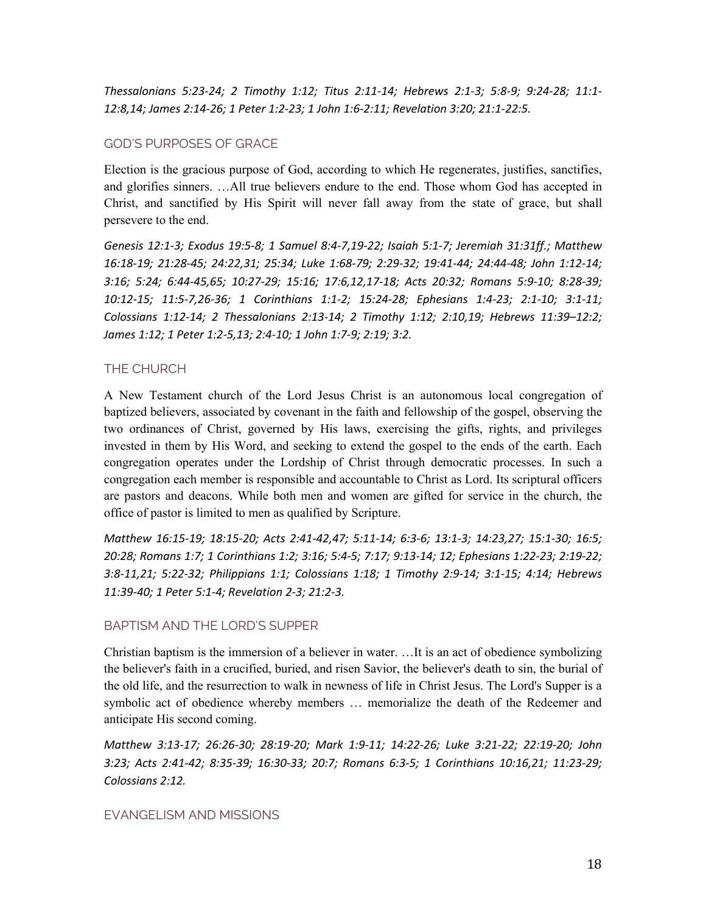*Thessalonians 5:23-24; 2 Timothy 1:12; Titus 2:11-14; Hebrews 2:1-3; 5:8-9; 9:24-28; 11:1-12:8,14; James 2:14-26; 1 Peter 1:2-23; 1 John 1:6-2:11; Revelation 3:20; 21:1-22:5.*

## GOD'S PURPOSES OF GRACE

Election is the gracious purpose of God, according to which He regenerates, justifies, sanctifies, and glorifies sinners. …All true believers endure to the end. Those whom God has accepted in Christ, and sanctified by His Spirit will never fall away from the state of grace, but shall persevere to the end.

*Genesis 12:1-3; Exodus 19:5-8; 1 Samuel 8:4-7,19-22; Isaiah 5:1-7; Jeremiah 31:31ff.; Matthew 16:18-19; 21:28-45; 24:22,31; 25:34; Luke 1:68-79; 2:29-32; 19:41-44; 24:44-48; John 1:12-14; 3:16; 5:24; 6:44-45,65; 10:27-29; 15:16; 17:6,12,17-18; Acts 20:32; Romans 5:9-10; 8:28-39; 10:12-15; 11:5-7,26-36; 1 Corinthians 1:1-2; 15:24-28; Ephesians 1:4-23; 2:1-10; 3:1-11; Colossians 1:12-14; 2 Thessalonians 2:13-14; 2 Timothy 1:12; 2:10,19; Hebrews 11:39–12:2; James 1:12; 1 Peter 1:2-5,13; 2:4-10; 1 John 1:7-9; 2:19; 3:2.*

## THE CHURCH

A New Testament church of the Lord Jesus Christ is an autonomous local congregation of baptized believers, associated by covenant in the faith and fellowship of the gospel, observing the two ordinances of Christ, governed by His laws, exercising the gifts, rights, and privileges invested in them by His Word, and seeking to extend the gospel to the ends of the earth. Each congregation operates under the Lordship of Christ through democratic processes. In such a congregation each member is responsible and accountable to Christ as Lord. Its scriptural officers are pastors and deacons. While both men and women are gifted for service in the church, the office of pastor is limited to men as qualified by Scripture.

*Matthew 16:15-19; 18:15-20; Acts 2:41-42,47; 5:11-14; 6:3-6; 13:1-3; 14:23,27; 15:1-30; 16:5; 20:28; Romans 1:7; 1 Corinthians 1:2; 3:16; 5:4-5; 7:17; 9:13-14; 12; Ephesians 1:22-23; 2:19-22; 3:8-11,21; 5:22-32; Philippians 1:1; Colossians 1:18; 1 Timothy 2:9-14; 3:1-15; 4:14; Hebrews 11:39-40; 1 Peter 5:1-4; Revelation 2-3; 21:2-3.*

## BAPTISM AND THE LORD'S SUPPER

Christian baptism is the immersion of a believer in water. …It is an act of obedience symbolizing the believer's faith in a crucified, buried, and risen Savior, the believer's death to sin, the burial of the old life, and the resurrection to walk in newness of life in Christ Jesus. The Lord's Supper is a symbolic act of obedience whereby members … memorialize the death of the Redeemer and anticipate His second coming.

*Matthew 3:13-17; 26:26-30; 28:19-20; Mark 1:9-11; 14:22-26; Luke 3:21-22; 22:19-20; John 3:23; Acts 2:41-42; 8:35-39; 16:30-33; 20:7; Romans 6:3-5; 1 Corinthians 10:16,21; 11:23-29; Colossians 2:12.*

## EVANGELISM AND MISSIONS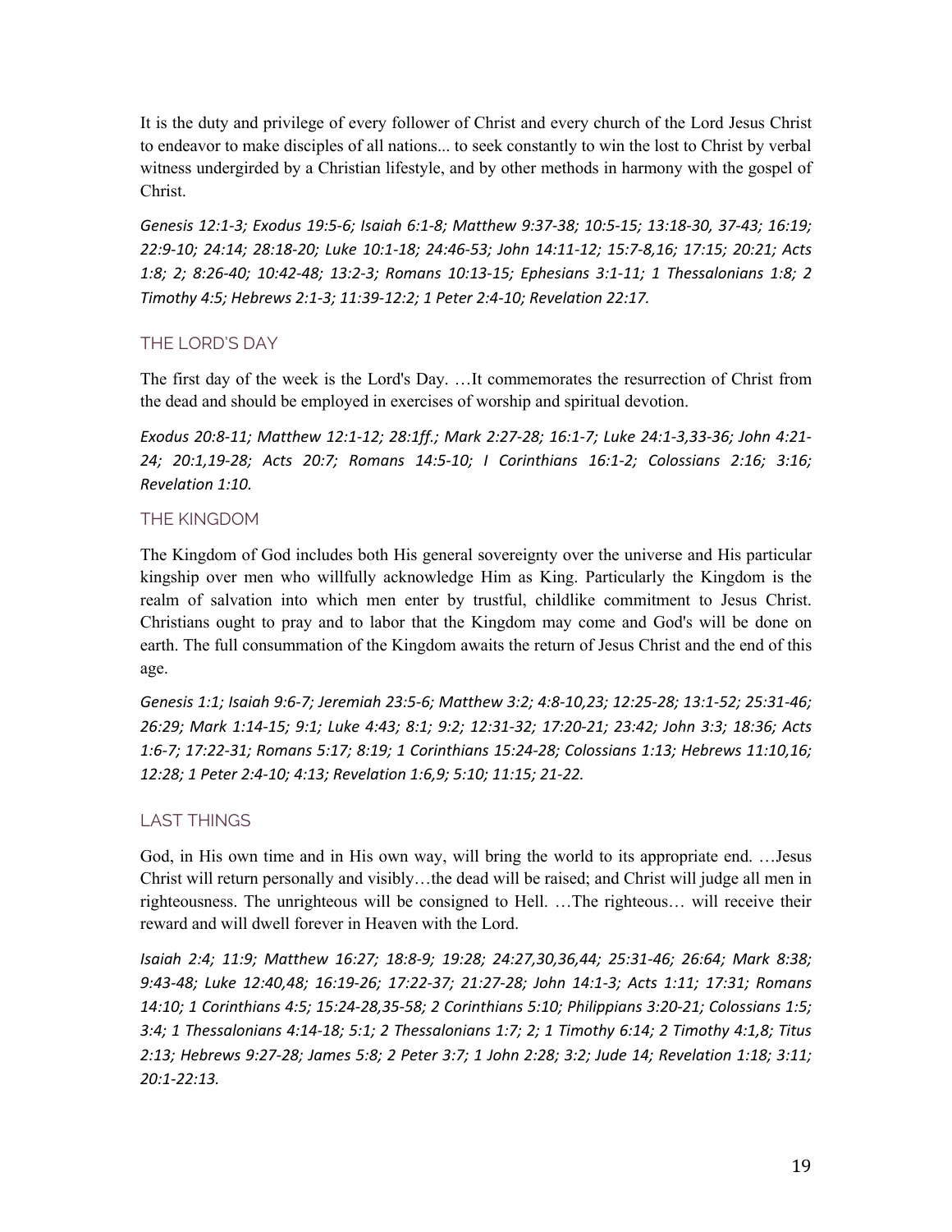It is the duty and privilege of every follower of Christ and every church of the Lord Jesus Christ to endeavor to make disciples of all nations... to seek constantly to win the lost to Christ by verbal witness undergirded by a Christian lifestyle, and by other methods in harmony with the gospel of Christ.

*Genesis 12:1-3; Exodus 19:5-6; Isaiah 6:1-8; Matthew 9:37-38; 10:5-15; 13:18-30, 37-43; 16:19; 22:9-10; 24:14; 28:18-20; Luke 10:1-18; 24:46-53; John 14:11-12; 15:7-8,16; 17:15; 20:21; Acts 1:8; 2; 8:26-40; 10:42-48; 13:2-3; Romans 10:13-15; Ephesians 3:1-11; 1 Thessalonians 1:8; 2 Timothy 4:5; Hebrews 2:1-3; 11:39-12:2; 1 Peter 2:4-10; Revelation 22:17.*

## THE LORD'S DAY

The first day of the week is the Lord's Day. …It commemorates the resurrection of Christ from the dead and should be employed in exercises of worship and spiritual devotion.

*Exodus 20:8-11; Matthew 12:1-12; 28:1ff.; Mark 2:27-28; 16:1-7; Luke 24:1-3,33-36; John 4:21-24; 20:1,19-28; Acts 20:7; Romans 14:5-10; I Corinthians 16:1-2; Colossians 2:16; 3:16; Revelation 1:10.*

## THE KINGDOM

The Kingdom of God includes both His general sovereignty over the universe and His particular kingship over men who willfully acknowledge Him as King. Particularly the Kingdom is the realm of salvation into which men enter by trustful, childlike commitment to Jesus Christ. Christians ought to pray and to labor that the Kingdom may come and God's will be done on earth. The full consummation of the Kingdom awaits the return of Jesus Christ and the end of this age.

*Genesis 1:1; Isaiah 9:6-7; Jeremiah 23:5-6; Matthew 3:2; 4:8-10,23; 12:25-28; 13:1-52; 25:31-46; 26:29; Mark 1:14-15; 9:1; Luke 4:43; 8:1; 9:2; 12:31-32; 17:20-21; 23:42; John 3:3; 18:36; Acts 1:6-7; 17:22-31; Romans 5:17; 8:19; 1 Corinthians 15:24-28; Colossians 1:13; Hebrews 11:10,16; 12:28; 1 Peter 2:4-10; 4:13; Revelation 1:6,9; 5:10; 11:15; 21-22.*

## LAST THINGS

God, in His own time and in His own way, will bring the world to its appropriate end. …Jesus Christ will return personally and visibly…the dead will be raised; and Christ will judge all men in righteousness. The unrighteous will be consigned to Hell. …The righteous… will receive their reward and will dwell forever in Heaven with the Lord.

*Isaiah 2:4; 11:9; Matthew 16:27; 18:8-9; 19:28; 24:27,30,36,44; 25:31-46; 26:64; Mark 8:38; 9:43-48; Luke 12:40,48; 16:19-26; 17:22-37; 21:27-28; John 14:1-3; Acts 1:11; 17:31; Romans 14:10; 1 Corinthians 4:5; 15:24-28,35-58; 2 Corinthians 5:10; Philippians 3:20-21; Colossians 1:5; 3:4; 1 Thessalonians 4:14-18; 5:1; 2 Thessalonians 1:7; 2; 1 Timothy 6:14; 2 Timothy 4:1,8; Titus 2:13; Hebrews 9:27-28; James 5:8; 2 Peter 3:7; 1 John 2:28; 3:2; Jude 14; Revelation 1:18; 3:11; 20:1-22:13.*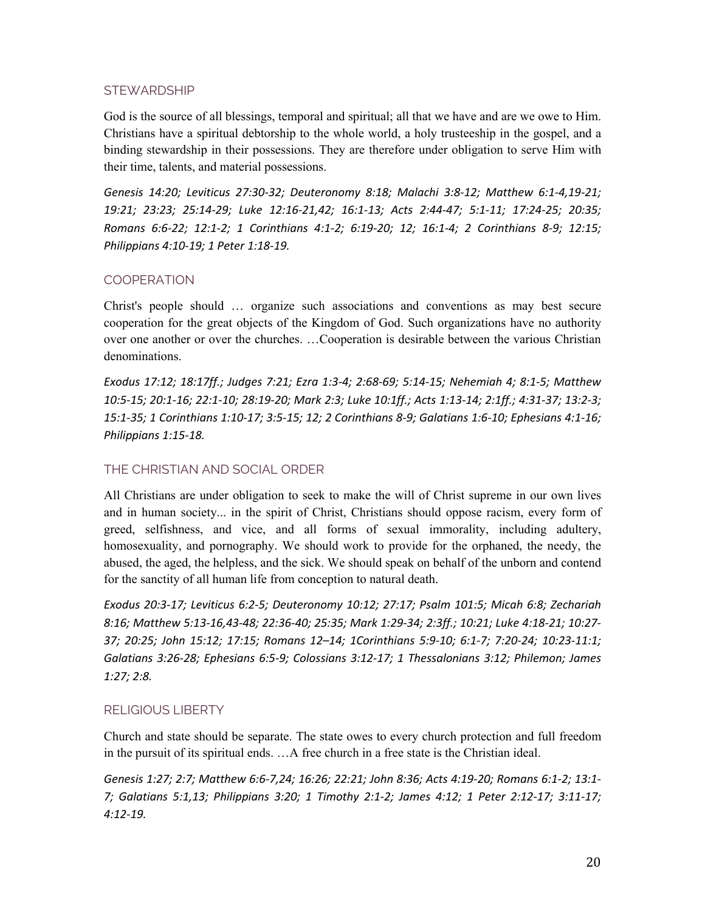## STEWARDSHIP

God is the source of all blessings, temporal and spiritual; all that we have and are we owe to Him. Christians have a spiritual debtorship to the whole world, a holy trusteeship in the gospel, and a binding stewardship in their possessions. They are therefore under obligation to serve Him with their time, talents, and material possessions.

*Genesis 14:20; Leviticus 27:30-32; Deuteronomy 8:18; Malachi 3:8-12; Matthew 6:1-4,19-21; 19:21; 23:23; 25:14-29; Luke 12:16-21,42; 16:1-13; Acts 2:44-47; 5:1-11; 17:24-25; 20:35; Romans 6:6-22; 12:1-2; 1 Corinthians 4:1-2; 6:19-20; 12; 16:1-4; 2 Corinthians 8-9; 12:15; Philippians 4:10-19; 1 Peter 1:18-19.*

## COOPERATION

Christ's people should … organize such associations and conventions as may best secure cooperation for the great objects of the Kingdom of God. Such organizations have no authority over one another or over the churches. …Cooperation is desirable between the various Christian denominations.

*Exodus 17:12; 18:17ff.; Judges 7:21; Ezra 1:3-4; 2:68-69; 5:14-15; Nehemiah 4; 8:1-5; Matthew 10:5-15; 20:1-16; 22:1-10; 28:19-20; Mark 2:3; Luke 10:1ff.; Acts 1:13-14; 2:1ff.; 4:31-37; 13:2-3; 15:1-35; 1 Corinthians 1:10-17; 3:5-15; 12; 2 Corinthians 8-9; Galatians 1:6-10; Ephesians 4:1-16; Philippians 1:15-18.*

## THE CHRISTIAN AND SOCIAL ORDER

All Christians are under obligation to seek to make the will of Christ supreme in our own lives and in human society... in the spirit of Christ, Christians should oppose racism, every form of greed, selfishness, and vice, and all forms of sexual immorality, including adultery, homosexuality, and pornography. We should work to provide for the orphaned, the needy, the abused, the aged, the helpless, and the sick. We should speak on behalf of the unborn and contend for the sanctity of all human life from conception to natural death.

*Exodus 20:3-17; Leviticus 6:2-5; Deuteronomy 10:12; 27:17; Psalm 101:5; Micah 6:8; Zechariah 8:16; Matthew 5:13-16,43-48; 22:36-40; 25:35; Mark 1:29-34; 2:3ff.; 10:21; Luke 4:18-21; 10:27-37; 20:25; John 15:12; 17:15; Romans 12–14; 1Corinthians 5:9-10; 6:1-7; 7:20-24; 10:23-11:1; Galatians 3:26-28; Ephesians 6:5-9; Colossians 3:12-17; 1 Thessalonians 3:12; Philemon; James 1:27; 2:8.*

## RELIGIOUS LIBERTY

Church and state should be separate. The state owes to every church protection and full freedom in the pursuit of its spiritual ends. …A free church in a free state is the Christian ideal.

*Genesis 1:27; 2:7; Matthew 6:6-7,24; 16:26; 22:21; John 8:36; Acts 4:19-20; Romans 6:1-2; 13:1-7; Galatians 5:1,13; Philippians 3:20; 1 Timothy 2:1-2; James 4:12; 1 Peter 2:12-17; 3:11-17; 4:12-19.*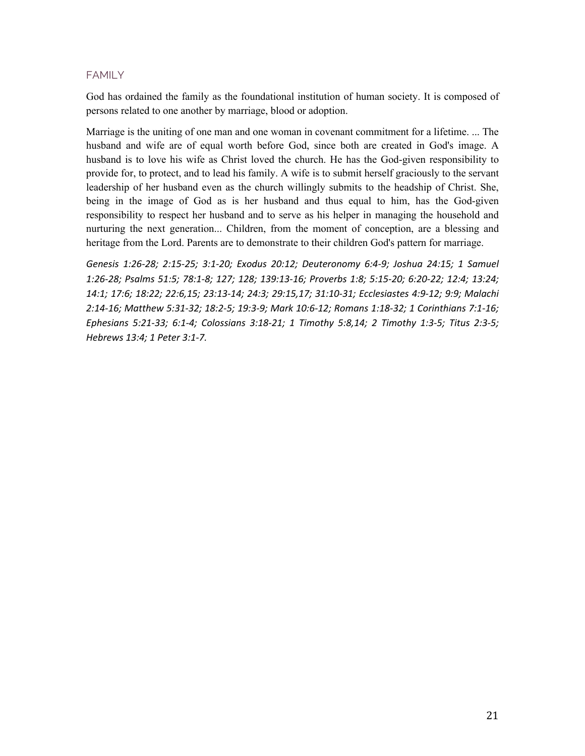## FAMILY

God has ordained the family as the foundational institution of human society. It is composed of persons related to one another by marriage, blood or adoption.

Marriage is the uniting of one man and one woman in covenant commitment for a lifetime. ... The husband and wife are of equal worth before God, since both are created in God's image. A husband is to love his wife as Christ loved the church. He has the God-given responsibility to provide for, to protect, and to lead his family. A wife is to submit herself graciously to the servant leadership of her husband even as the church willingly submits to the headship of Christ. She, being in the image of God as is her husband and thus equal to him, has the God-given responsibility to respect her husband and to serve as his helper in managing the household and nurturing the next generation... Children, from the moment of conception, are a blessing and heritage from the Lord. Parents are to demonstrate to their children God's pattern for marriage.

*Genesis 1:26-28; 2:15-25; 3:1-20; Exodus 20:12; Deuteronomy 6:4-9; Joshua 24:15; 1 Samuel 1:26-28; Psalms 51:5; 78:1-8; 127; 128; 139:13-16; Proverbs 1:8; 5:15-20; 6:20-22; 12:4; 13:24; 14:1; 17:6; 18:22; 22:6,15; 23:13-14; 24:3; 29:15,17; 31:10-31; Ecclesiastes 4:9-12; 9:9; Malachi 2:14-16; Matthew 5:31-32; 18:2-5; 19:3-9; Mark 10:6-12; Romans 1:18-32; 1 Corinthians 7:1-16; Ephesians 5:21-33; 6:1-4; Colossians 3:18-21; 1 Timothy 5:8,14; 2 Timothy 1:3-5; Titus 2:3-5; Hebrews 13:4; 1 Peter 3:1-7.*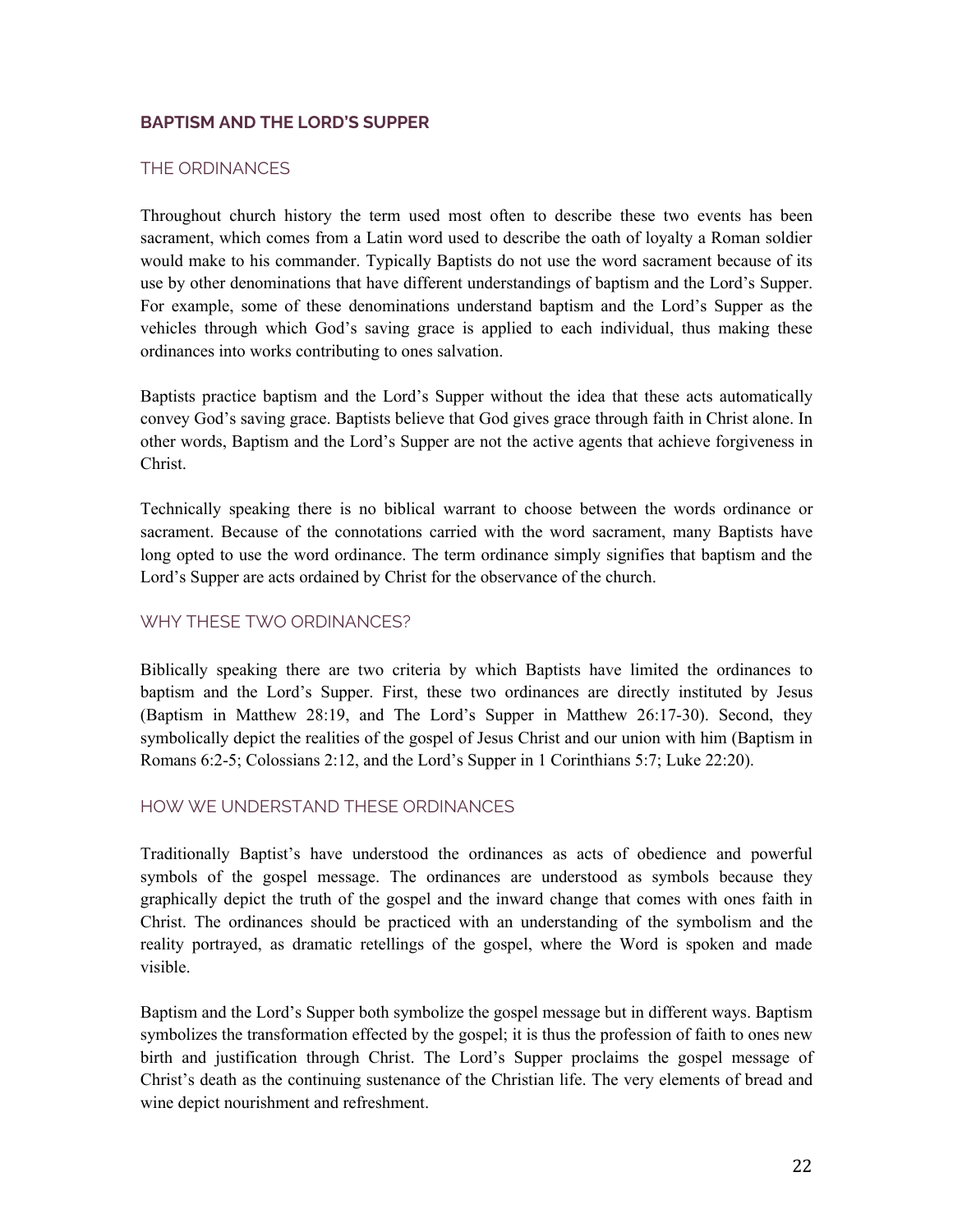## BAPTISM AND THE LORD'S SUPPER

### THE ORDINANCES

Throughout church history the term used most often to describe these two events has been sacrament, which comes from a Latin word used to describe the oath of loyalty a Roman soldier would make to his commander. Typically Baptists do not use the word sacrament because of its use by other denominations that have different understandings of baptism and the Lord's Supper. For example, some of these denominations understand baptism and the Lord's Supper as the vehicles through which God's saving grace is applied to each individual, thus making these ordinances into works contributing to ones salvation.

Baptists practice baptism and the Lord's Supper without the idea that these acts automatically convey God's saving grace. Baptists believe that God gives grace through faith in Christ alone. In other words, Baptism and the Lord's Supper are not the active agents that achieve forgiveness in Christ.

Technically speaking there is no biblical warrant to choose between the words ordinance or sacrament. Because of the connotations carried with the word sacrament, many Baptists have long opted to use the word ordinance. The term ordinance simply signifies that baptism and the Lord's Supper are acts ordained by Christ for the observance of the church.

### WHY THESE TWO ORDINANCES?

Biblically speaking there are two criteria by which Baptists have limited the ordinances to baptism and the Lord's Supper. First, these two ordinances are directly instituted by Jesus (Baptism in Matthew 28:19, and The Lord's Supper in Matthew 26:17-30). Second, they symbolically depict the realities of the gospel of Jesus Christ and our union with him (Baptism in Romans 6:2-5; Colossians 2:12, and the Lord's Supper in 1 Corinthians 5:7; Luke 22:20).

### HOW WE UNDERSTAND THESE ORDINANCES

Traditionally Baptist's have understood the ordinances as acts of obedience and powerful symbols of the gospel message. The ordinances are understood as symbols because they graphically depict the truth of the gospel and the inward change that comes with ones faith in Christ. The ordinances should be practiced with an understanding of the symbolism and the reality portrayed, as dramatic retellings of the gospel, where the Word is spoken and made visible.

Baptism and the Lord's Supper both symbolize the gospel message but in different ways. Baptism symbolizes the transformation effected by the gospel; it is thus the profession of faith to ones new birth and justification through Christ. The Lord's Supper proclaims the gospel message of Christ's death as the continuing sustenance of the Christian life. The very elements of bread and wine depict nourishment and refreshment.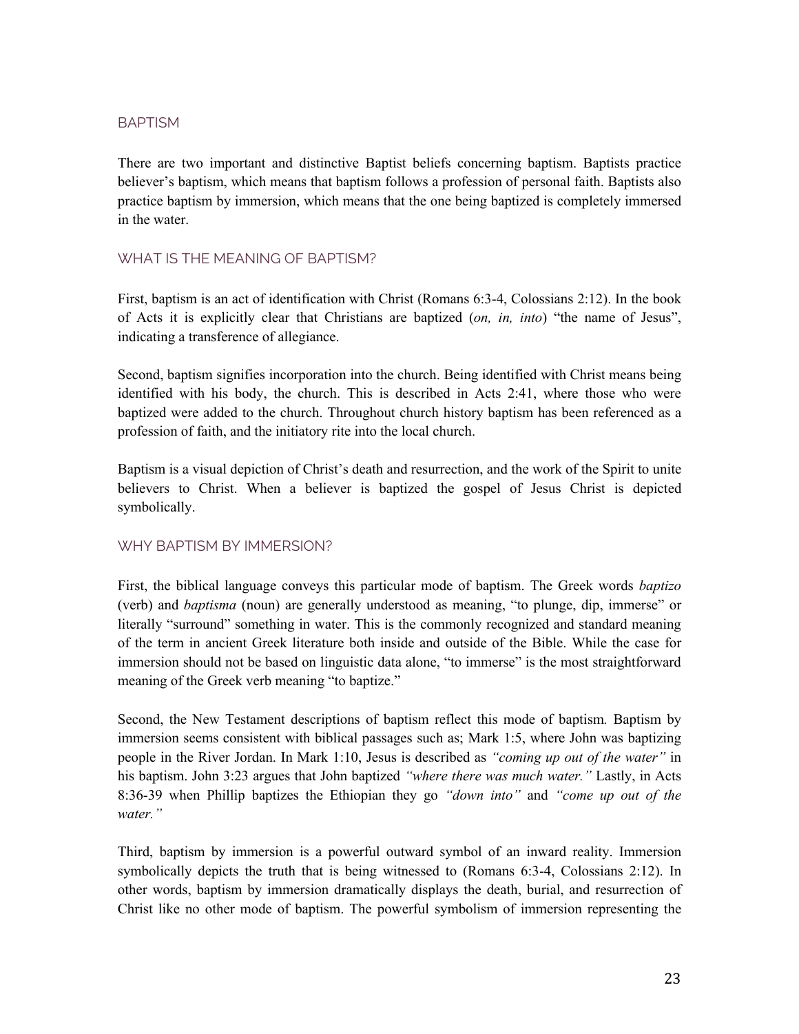## BAPTISM

There are two important and distinctive Baptist beliefs concerning baptism. Baptists practice believer's baptism, which means that baptism follows a profession of personal faith. Baptists also practice baptism by immersion, which means that the one being baptized is completely immersed in the water.

### WHAT IS THE MEANING OF BAPTISM?

First, baptism is an act of identification with Christ (Romans 6:3-4, Colossians 2:12). In the book of Acts it is explicitly clear that Christians are baptized (*on, in, into*) "the name of Jesus", indicating a transference of allegiance.

Second, baptism signifies incorporation into the church. Being identified with Christ means being identified with his body, the church. This is described in Acts 2:41, where those who were baptized were added to the church. Throughout church history baptism has been referenced as a profession of faith, and the initiatory rite into the local church.

Baptism is a visual depiction of Christ's death and resurrection, and the work of the Spirit to unite believers to Christ. When a believer is baptized the gospel of Jesus Christ is depicted symbolically.

### WHY BAPTISM BY IMMERSION?

First, the biblical language conveys this particular mode of baptism. The Greek words *baptizo* (verb) and *baptisma* (noun) are generally understood as meaning, "to plunge, dip, immerse" or literally "surround" something in water. This is the commonly recognized and standard meaning of the term in ancient Greek literature both inside and outside of the Bible. While the case for immersion should not be based on linguistic data alone, "to immerse" is the most straightforward meaning of the Greek verb meaning "to baptize."

Second, the New Testament descriptions of baptism reflect this mode of baptism. Baptism by immersion seems consistent with biblical passages such as; Mark 1:5, where John was baptizing people in the River Jordan. In Mark 1:10, Jesus is described as *"coming up out of the water"* in his baptism. John 3:23 argues that John baptized *"where there was much water."* Lastly, in Acts 8:36-39 when Phillip baptizes the Ethiopian they go *"down into"* and *"come up out of the water."*

Third, baptism by immersion is a powerful outward symbol of an inward reality. Immersion symbolically depicts the truth that is being witnessed to (Romans 6:3-4, Colossians 2:12). In other words, baptism by immersion dramatically displays the death, burial, and resurrection of Christ like no other mode of baptism. The powerful symbolism of immersion representing the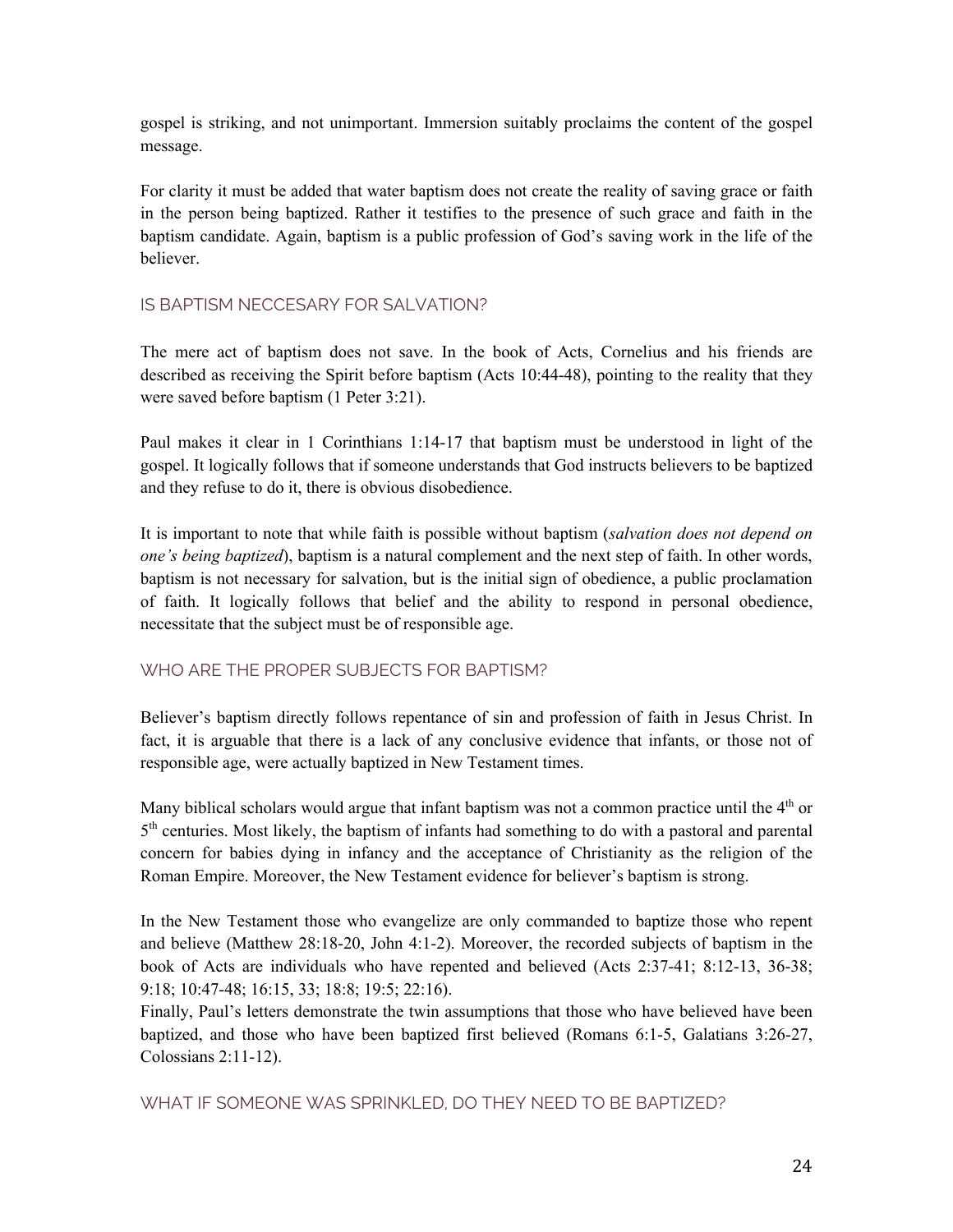gospel is striking, and not unimportant. Immersion suitably proclaims the content of the gospel message.

For clarity it must be added that water baptism does not create the reality of saving grace or faith in the person being baptized. Rather it testifies to the presence of such grace and faith in the baptism candidate. Again, baptism is a public profession of God's saving work in the life of the believer.

### IS BAPTISM NECCESARY FOR SALVATION?

The mere act of baptism does not save. In the book of Acts, Cornelius and his friends are described as receiving the Spirit before baptism (Acts 10:44-48), pointing to the reality that they were saved before baptism (1 Peter 3:21).

Paul makes it clear in 1 Corinthians 1:14-17 that baptism must be understood in light of the gospel. It logically follows that if someone understands that God instructs believers to be baptized and they refuse to do it, there is obvious disobedience.

It is important to note that while faith is possible without baptism (*salvation does not depend on one's being baptized*), baptism is a natural complement and the next step of faith. In other words, baptism is not necessary for salvation, but is the initial sign of obedience, a public proclamation of faith. It logically follows that belief and the ability to respond in personal obedience, necessitate that the subject must be of responsible age.

### WHO ARE THE PROPER SUBJECTS FOR BAPTISM?

Believer's baptism directly follows repentance of sin and profession of faith in Jesus Christ. In fact, it is arguable that there is a lack of any conclusive evidence that infants, or those not of responsible age, were actually baptized in New Testament times.

Many biblical scholars would argue that infant baptism was not a common practice until the 4th or 5th centuries. Most likely, the baptism of infants had something to do with a pastoral and parental concern for babies dying in infancy and the acceptance of Christianity as the religion of the Roman Empire. Moreover, the New Testament evidence for believer's baptism is strong.

In the New Testament those who evangelize are only commanded to baptize those who repent and believe (Matthew 28:18-20, John 4:1-2). Moreover, the recorded subjects of baptism in the book of Acts are individuals who have repented and believed (Acts 2:37-41; 8:12-13, 36-38; 9:18; 10:47-48; 16:15, 33; 18:8; 19:5; 22:16).

Finally, Paul's letters demonstrate the twin assumptions that those who have believed have been baptized, and those who have been baptized first believed (Romans 6:1-5, Galatians 3:26-27, Colossians 2:11-12).

### WHAT IF SOMEONE WAS SPRINKLED, DO THEY NEED TO BE BAPTIZED?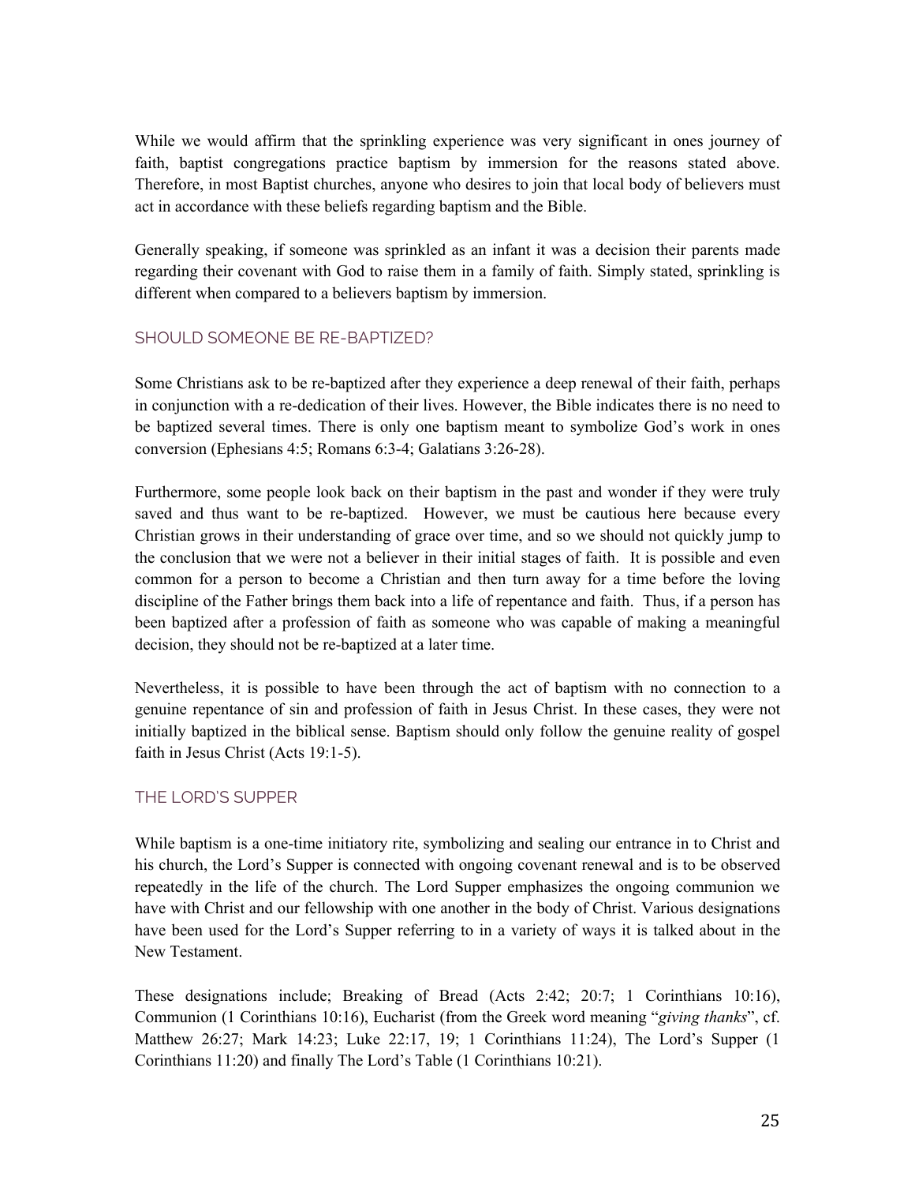While we would affirm that the sprinkling experience was very significant in ones journey of faith, baptist congregations practice baptism by immersion for the reasons stated above. Therefore, in most Baptist churches, anyone who desires to join that local body of believers must act in accordance with these beliefs regarding baptism and the Bible.

Generally speaking, if someone was sprinkled as an infant it was a decision their parents made regarding their covenant with God to raise them in a family of faith. Simply stated, sprinkling is different when compared to a believers baptism by immersion.

## SHOULD SOMEONE BE RE-BAPTIZED?

Some Christians ask to be re-baptized after they experience a deep renewal of their faith, perhaps in conjunction with a re-dedication of their lives. However, the Bible indicates there is no need to be baptized several times. There is only one baptism meant to symbolize God's work in ones conversion (Ephesians 4:5; Romans 6:3-4; Galatians 3:26-28).

Furthermore, some people look back on their baptism in the past and wonder if they were truly saved and thus want to be re-baptized. However, we must be cautious here because every Christian grows in their understanding of grace over time, and so we should not quickly jump to the conclusion that we were not a believer in their initial stages of faith. It is possible and even common for a person to become a Christian and then turn away for a time before the loving discipline of the Father brings them back into a life of repentance and faith. Thus, if a person has been baptized after a profession of faith as someone who was capable of making a meaningful decision, they should not be re-baptized at a later time.

Nevertheless, it is possible to have been through the act of baptism with no connection to a genuine repentance of sin and profession of faith in Jesus Christ. In these cases, they were not initially baptized in the biblical sense. Baptism should only follow the genuine reality of gospel faith in Jesus Christ (Acts 19:1-5).

## THE LORD'S SUPPER

While baptism is a one-time initiatory rite, symbolizing and sealing our entrance in to Christ and his church, the Lord's Supper is connected with ongoing covenant renewal and is to be observed repeatedly in the life of the church. The Lord Supper emphasizes the ongoing communion we have with Christ and our fellowship with one another in the body of Christ. Various designations have been used for the Lord's Supper referring to in a variety of ways it is talked about in the New Testament.

These designations include; Breaking of Bread (Acts 2:42; 20:7; 1 Corinthians 10:16), Communion (1 Corinthians 10:16), Eucharist (from the Greek word meaning "*giving thanks*", cf. Matthew 26:27; Mark 14:23; Luke 22:17, 19; 1 Corinthians 11:24), The Lord's Supper (1 Corinthians 11:20) and finally The Lord's Table (1 Corinthians 10:21).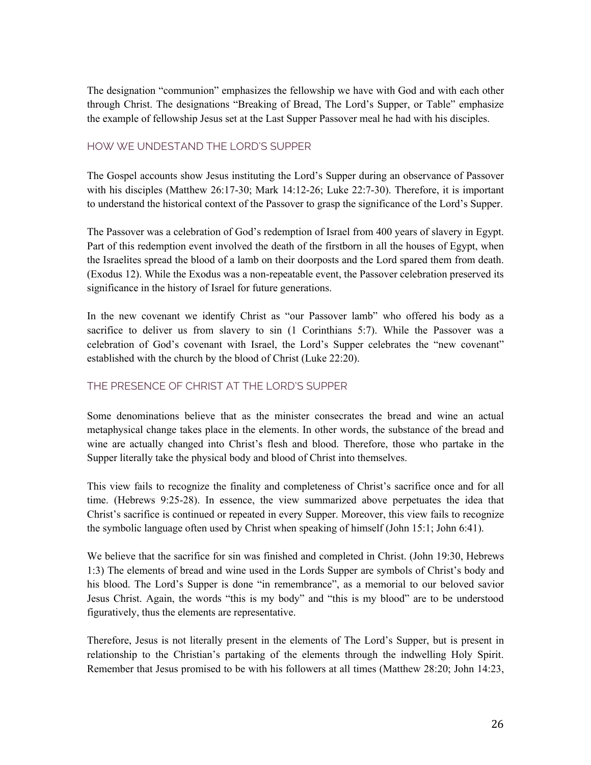The designation "communion" emphasizes the fellowship we have with God and with each other through Christ. The designations "Breaking of Bread, The Lord's Supper, or Table" emphasize the example of fellowship Jesus set at the Last Supper Passover meal he had with his disciples.

## HOW WE UNDESTAND THE LORD'S SUPPER

The Gospel accounts show Jesus instituting the Lord's Supper during an observance of Passover with his disciples (Matthew 26:17-30; Mark 14:12-26; Luke 22:7-30). Therefore, it is important to understand the historical context of the Passover to grasp the significance of the Lord's Supper.

The Passover was a celebration of God's redemption of Israel from 400 years of slavery in Egypt. Part of this redemption event involved the death of the firstborn in all the houses of Egypt, when the Israelites spread the blood of a lamb on their doorposts and the Lord spared them from death. (Exodus 12). While the Exodus was a non-repeatable event, the Passover celebration preserved its significance in the history of Israel for future generations.

In the new covenant we identify Christ as "our Passover lamb" who offered his body as a sacrifice to deliver us from slavery to sin (1 Corinthians 5:7). While the Passover was a celebration of God's covenant with Israel, the Lord's Supper celebrates the "new covenant" established with the church by the blood of Christ (Luke 22:20).

## THE PRESENCE OF CHRIST AT THE LORD'S SUPPER

Some denominations believe that as the minister consecrates the bread and wine an actual metaphysical change takes place in the elements. In other words, the substance of the bread and wine are actually changed into Christ's flesh and blood. Therefore, those who partake in the Supper literally take the physical body and blood of Christ into themselves.

This view fails to recognize the finality and completeness of Christ's sacrifice once and for all time. (Hebrews 9:25-28). In essence, the view summarized above perpetuates the idea that Christ's sacrifice is continued or repeated in every Supper. Moreover, this view fails to recognize the symbolic language often used by Christ when speaking of himself (John 15:1; John 6:41).

We believe that the sacrifice for sin was finished and completed in Christ. (John 19:30, Hebrews 1:3) The elements of bread and wine used in the Lords Supper are symbols of Christ's body and his blood. The Lord's Supper is done "in remembrance", as a memorial to our beloved savior Jesus Christ. Again, the words "this is my body" and "this is my blood" are to be understood figuratively, thus the elements are representative.

Therefore, Jesus is not literally present in the elements of The Lord's Supper, but is present in relationship to the Christian's partaking of the elements through the indwelling Holy Spirit. Remember that Jesus promised to be with his followers at all times (Matthew 28:20; John 14:23,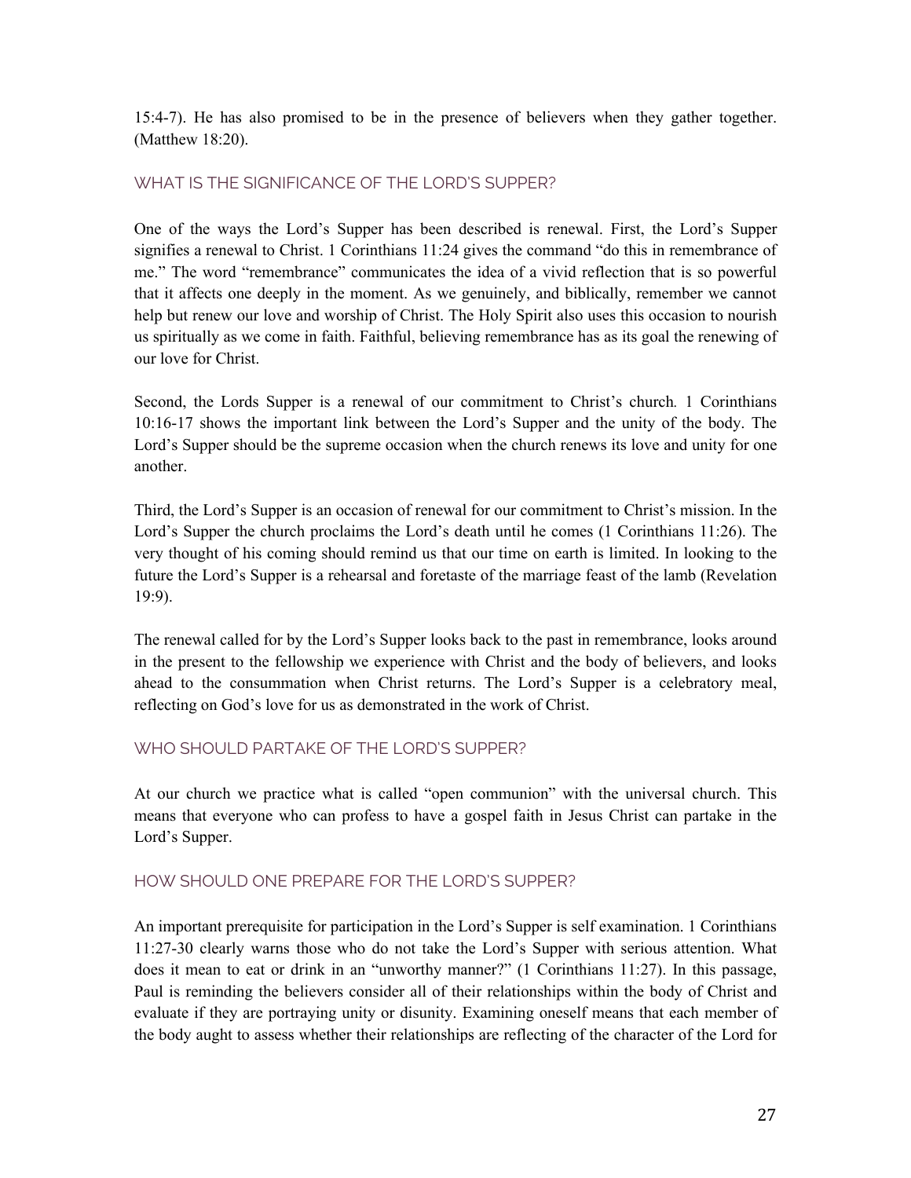15:4-7). He has also promised to be in the presence of believers when they gather together. (Matthew 18:20).

## WHAT IS THE SIGNIFICANCE OF THE LORD'S SUPPER?

One of the ways the Lord's Supper has been described is renewal. First, the Lord's Supper signifies a renewal to Christ. 1 Corinthians 11:24 gives the command "do this in remembrance of me." The word "remembrance" communicates the idea of a vivid reflection that is so powerful that it affects one deeply in the moment. As we genuinely, and biblically, remember we cannot help but renew our love and worship of Christ. The Holy Spirit also uses this occasion to nourish us spiritually as we come in faith. Faithful, believing remembrance has as its goal the renewing of our love for Christ.

Second, the Lords Supper is a renewal of our commitment to Christ's church. 1 Corinthians 10:16-17 shows the important link between the Lord's Supper and the unity of the body. The Lord's Supper should be the supreme occasion when the church renews its love and unity for one another.

Third, the Lord's Supper is an occasion of renewal for our commitment to Christ's mission. In the Lord's Supper the church proclaims the Lord's death until he comes (1 Corinthians 11:26). The very thought of his coming should remind us that our time on earth is limited. In looking to the future the Lord's Supper is a rehearsal and foretaste of the marriage feast of the lamb (Revelation 19:9).

The renewal called for by the Lord's Supper looks back to the past in remembrance, looks around in the present to the fellowship we experience with Christ and the body of believers, and looks ahead to the consummation when Christ returns. The Lord's Supper is a celebratory meal, reflecting on God's love for us as demonstrated in the work of Christ.

## WHO SHOULD PARTAKE OF THE LORD'S SUPPER?

At our church we practice what is called "open communion" with the universal church. This means that everyone who can profess to have a gospel faith in Jesus Christ can partake in the Lord's Supper.

## HOW SHOULD ONE PREPARE FOR THE LORD'S SUPPER?

An important prerequisite for participation in the Lord's Supper is self examination. 1 Corinthians 11:27-30 clearly warns those who do not take the Lord's Supper with serious attention. What does it mean to eat or drink in an "unworthy manner?" (1 Corinthians 11:27). In this passage, Paul is reminding the believers consider all of their relationships within the body of Christ and evaluate if they are portraying unity or disunity. Examining oneself means that each member of the body aught to assess whether their relationships are reflecting of the character of the Lord for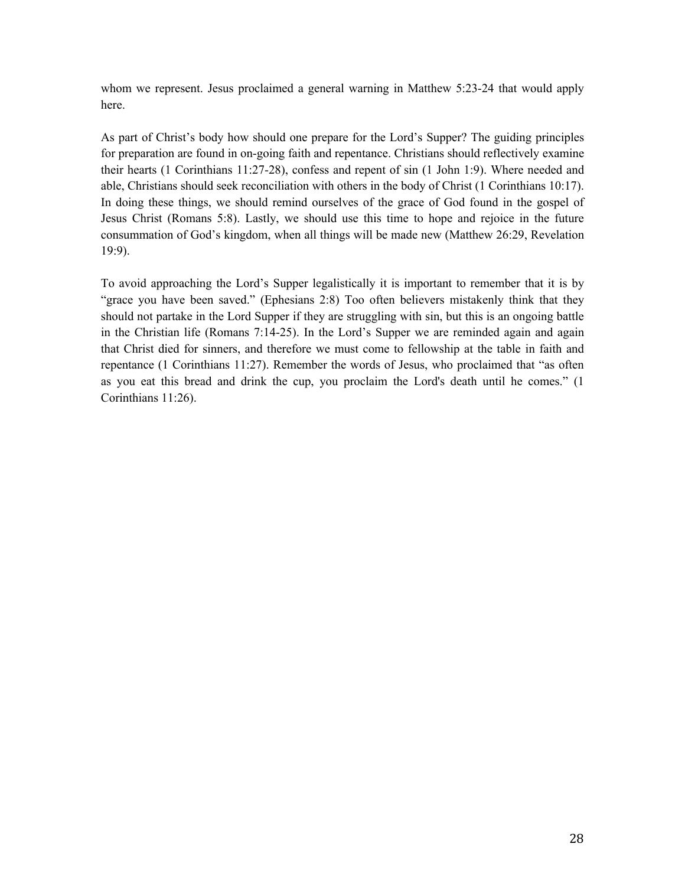whom we represent. Jesus proclaimed a general warning in Matthew 5:23-24 that would apply here.

As part of Christ's body how should one prepare for the Lord's Supper? The guiding principles for preparation are found in on-going faith and repentance. Christians should reflectively examine their hearts (1 Corinthians 11:27-28), confess and repent of sin (1 John 1:9). Where needed and able, Christians should seek reconciliation with others in the body of Christ (1 Corinthians 10:17). In doing these things, we should remind ourselves of the grace of God found in the gospel of Jesus Christ (Romans 5:8). Lastly, we should use this time to hope and rejoice in the future consummation of God's kingdom, when all things will be made new (Matthew 26:29, Revelation 19:9).

To avoid approaching the Lord's Supper legalistically it is important to remember that it is by "grace you have been saved." (Ephesians 2:8) Too often believers mistakenly think that they should not partake in the Lord Supper if they are struggling with sin, but this is an ongoing battle in the Christian life (Romans 7:14-25). In the Lord's Supper we are reminded again and again that Christ died for sinners, and therefore we must come to fellowship at the table in faith and repentance (1 Corinthians 11:27). Remember the words of Jesus, who proclaimed that "as often as you eat this bread and drink the cup, you proclaim the Lord's death until he comes." (1 Corinthians 11:26).